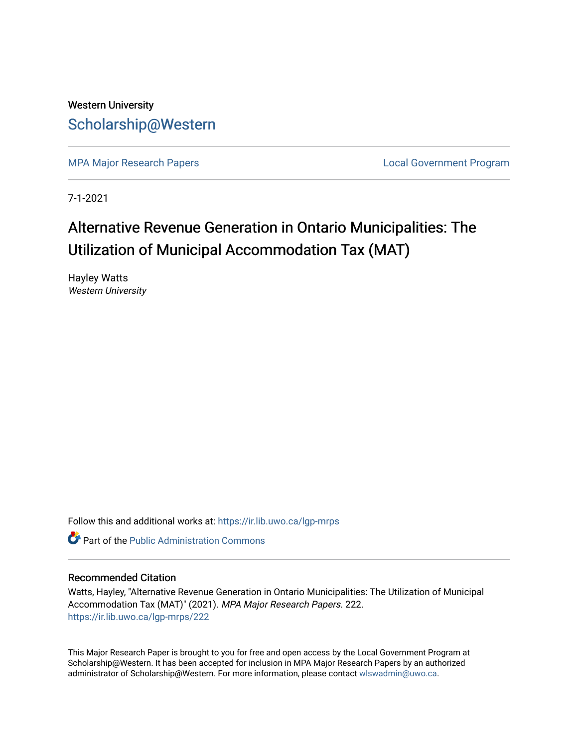Western University

# Scholarship@Western

MPA Major Research Papers

Local Government Program

7-1-2021

# Alternative Revenue Generation in Ontario Municipalities: The Utilization of Municipal Accommodation Tax (MAT)

Hayley Watts
*Western University*

Follow this and additional works at: https://ir.lib.uwo.ca/lgp-mrps

Part of the Public Administration Commons

## Recommended Citation

Watts, Hayley, "Alternative Revenue Generation in Ontario Municipalities: The Utilization of Municipal Accommodation Tax (MAT)" (2021). *MPA Major Research Papers*. 222.
https://ir.lib.uwo.ca/lgp-mrps/222

This Major Research Paper is brought to you for free and open access by the Local Government Program at Scholarship@Western. It has been accepted for inclusion in MPA Major Research Papers by an authorized administrator of Scholarship@Western. For more information, please contact wlswadmin@uwo.ca.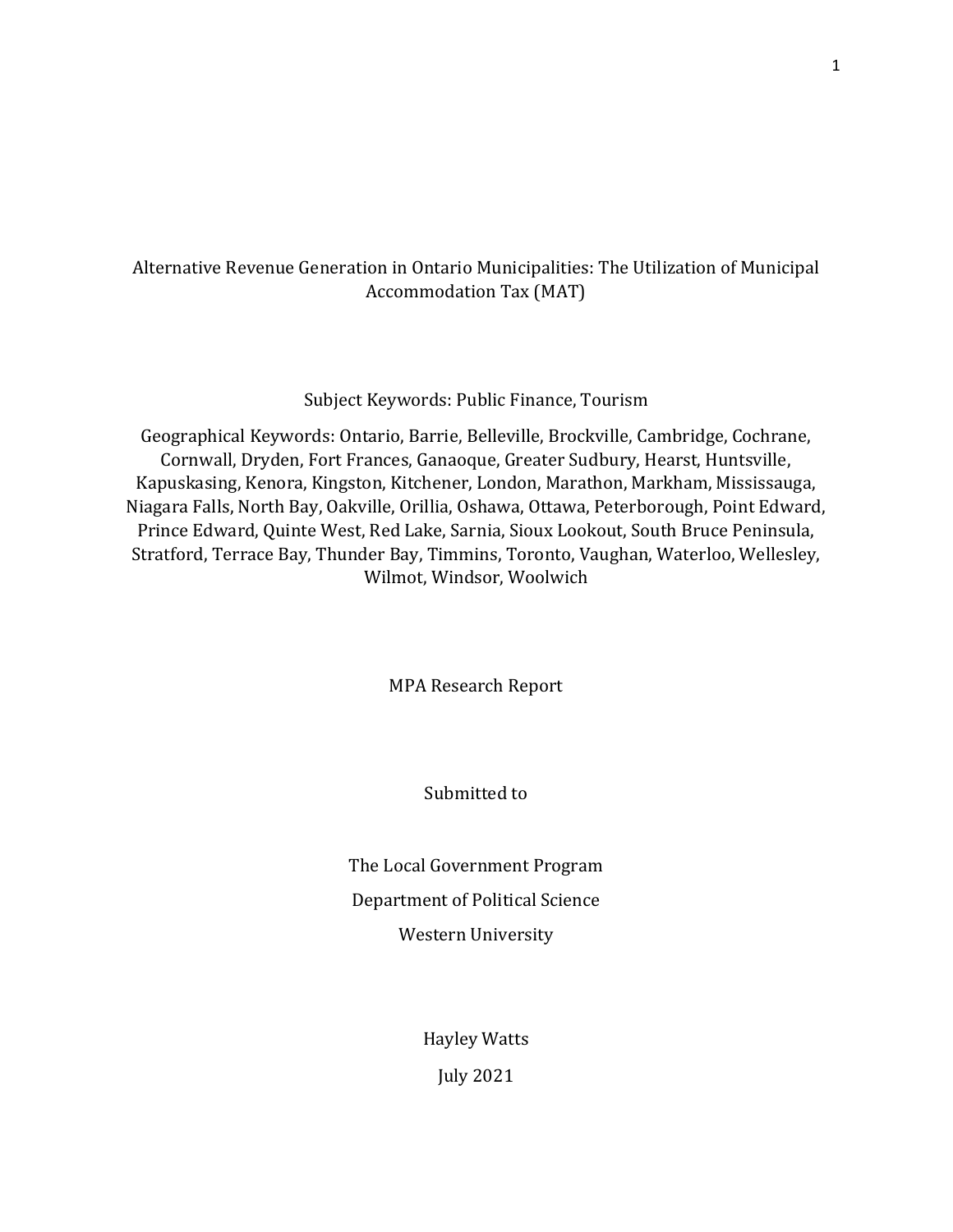# Alternative Revenue Generation in Ontario Municipalities: The Utilization of Municipal Accommodation Tax (MAT)

Subject Keywords: Public Finance, Tourism

Geographical Keywords: Ontario, Barrie, Belleville, Brockville, Cambridge, Cochrane, Cornwall, Dryden, Fort Frances, Ganaoque, Greater Sudbury, Hearst, Huntsville, Kapuskasing, Kenora, Kingston, Kitchener, London, Marathon, Markham, Mississauga, Niagara Falls, North Bay, Oakville, Orillia, Oshawa, Ottawa, Peterborough, Point Edward, Prince Edward, Quinte West, Red Lake, Sarnia, Sioux Lookout, South Bruce Peninsula, Stratford, Terrace Bay, Thunder Bay, Timmins, Toronto, Vaughan, Waterloo, Wellesley, Wilmot, Windsor, Woolwich

MPA Research Report

Submitted to

The Local Government Program

Department of Political Science

Western University

Hayley Watts

July 2021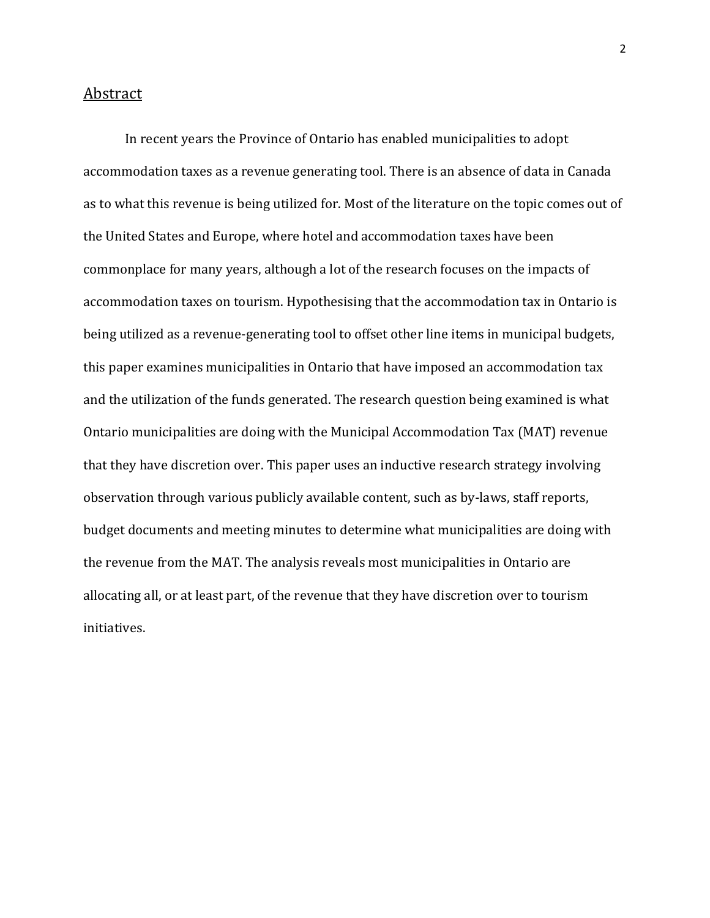## Abstract

In recent years the Province of Ontario has enabled municipalities to adopt accommodation taxes as a revenue generating tool. There is an absence of data in Canada as to what this revenue is being utilized for. Most of the literature on the topic comes out of the United States and Europe, where hotel and accommodation taxes have been commonplace for many years, although a lot of the research focuses on the impacts of accommodation taxes on tourism. Hypothesising that the accommodation tax in Ontario is being utilized as a revenue-generating tool to offset other line items in municipal budgets, this paper examines municipalities in Ontario that have imposed an accommodation tax and the utilization of the funds generated. The research question being examined is what Ontario municipalities are doing with the Municipal Accommodation Tax (MAT) revenue that they have discretion over. This paper uses an inductive research strategy involving observation through various publicly available content, such as by-laws, staff reports, budget documents and meeting minutes to determine what municipalities are doing with the revenue from the MAT. The analysis reveals most municipalities in Ontario are allocating all, or at least part, of the revenue that they have discretion over to tourism initiatives.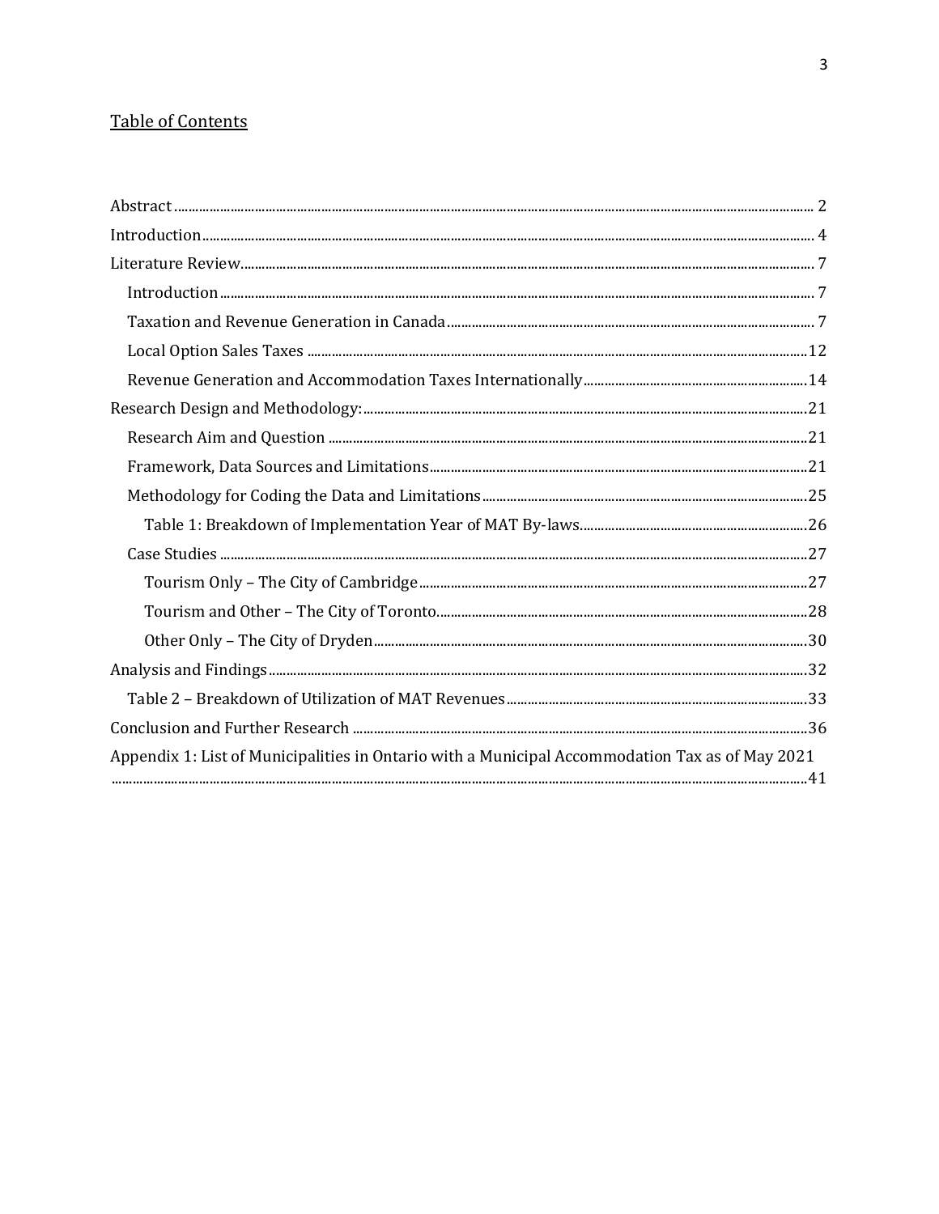## Table of Contents

- Abstract ..... 2
- Introduction ..... 4
- Literature Review ..... 7
  - Introduction ..... 7
  - Taxation and Revenue Generation in Canada ..... 7
  - Local Option Sales Taxes ..... 12
  - Revenue Generation and Accommodation Taxes Internationally ..... 14
- Research Design and Methodology: ..... 21
  - Research Aim and Question ..... 21
  - Framework, Data Sources and Limitations ..... 21
  - Methodology for Coding the Data and Limitations ..... 25
    - Table 1: Breakdown of Implementation Year of MAT By-laws ..... 26
  - Case Studies ..... 27
    - Tourism Only – The City of Cambridge ..... 27
    - Tourism and Other – The City of Toronto ..... 28
    - Other Only – The City of Dryden ..... 30
- Analysis and Findings ..... 32
  - Table 2 – Breakdown of Utilization of MAT Revenues ..... 33
- Conclusion and Further Research ..... 36
- Appendix 1: List of Municipalities in Ontario with a Municipal Accommodation Tax as of May 2021 ..... 41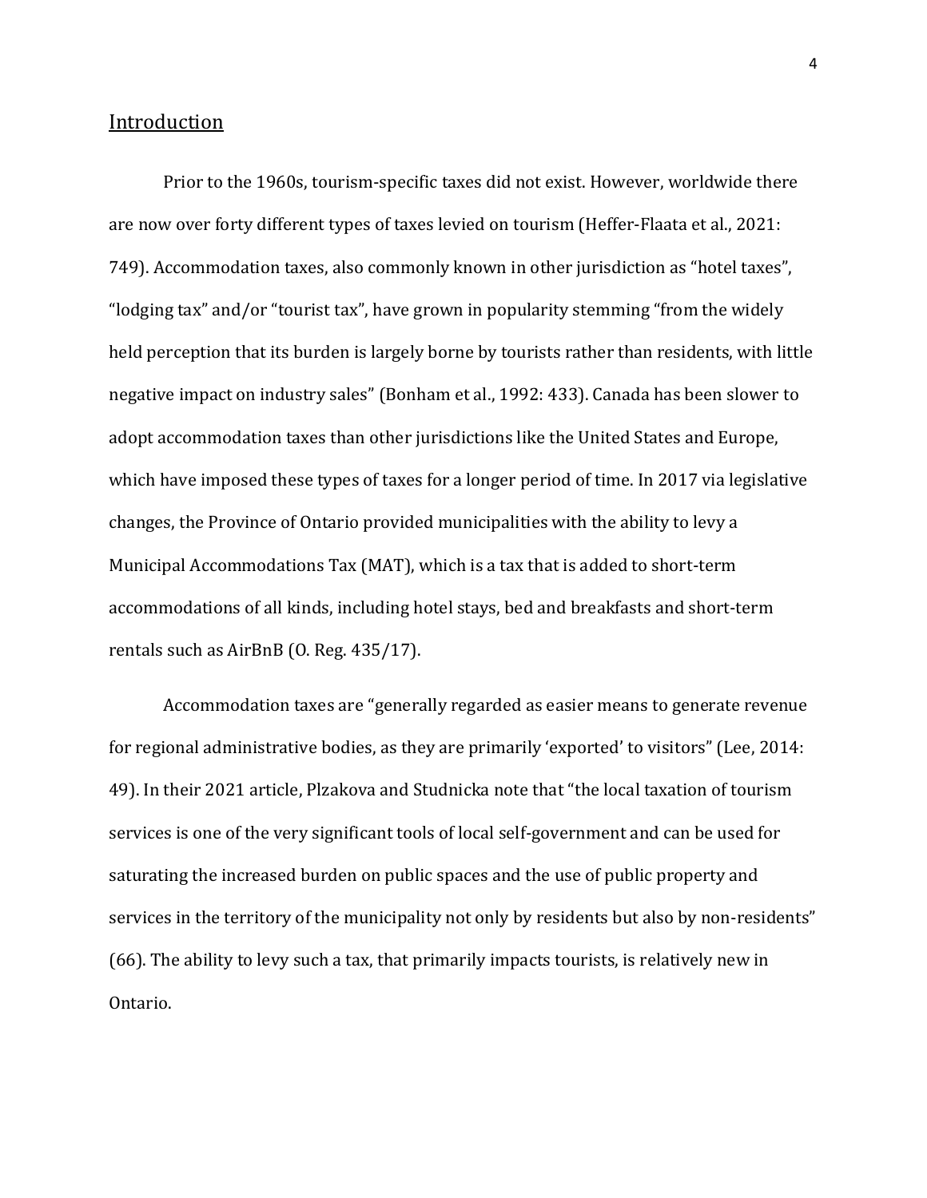## Introduction

Prior to the 1960s, tourism-specific taxes did not exist. However, worldwide there are now over forty different types of taxes levied on tourism (Heffer-Flaata et al., 2021: 749). Accommodation taxes, also commonly known in other jurisdiction as "hotel taxes", "lodging tax" and/or "tourist tax", have grown in popularity stemming "from the widely held perception that its burden is largely borne by tourists rather than residents, with little negative impact on industry sales" (Bonham et al., 1992: 433). Canada has been slower to adopt accommodation taxes than other jurisdictions like the United States and Europe, which have imposed these types of taxes for a longer period of time. In 2017 via legislative changes, the Province of Ontario provided municipalities with the ability to levy a Municipal Accommodations Tax (MAT), which is a tax that is added to short-term accommodations of all kinds, including hotel stays, bed and breakfasts and short-term rentals such as AirBnB (O. Reg. 435/17).

Accommodation taxes are "generally regarded as easier means to generate revenue for regional administrative bodies, as they are primarily 'exported' to visitors" (Lee, 2014: 49). In their 2021 article, Plzakova and Studnicka note that "the local taxation of tourism services is one of the very significant tools of local self-government and can be used for saturating the increased burden on public spaces and the use of public property and services in the territory of the municipality not only by residents but also by non-residents" (66). The ability to levy such a tax, that primarily impacts tourists, is relatively new in Ontario.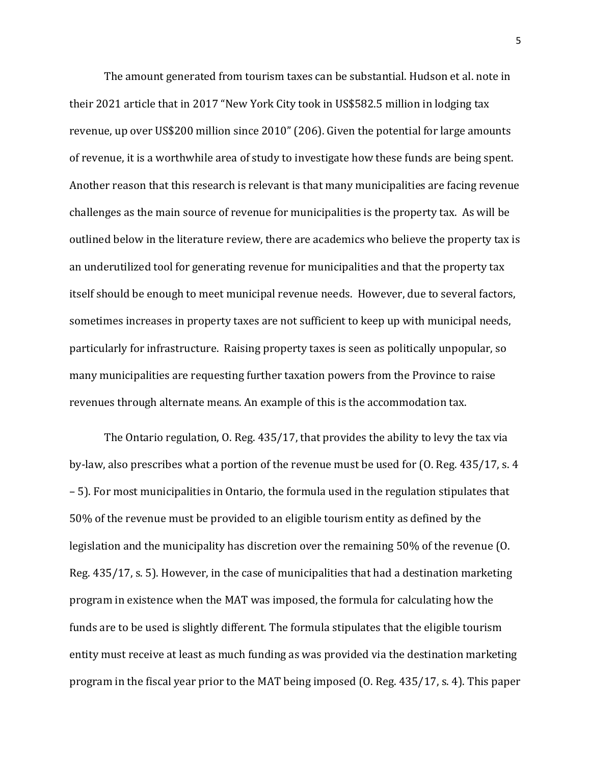The amount generated from tourism taxes can be substantial. Hudson et al. note in their 2021 article that in 2017 "New York City took in US$582.5 million in lodging tax revenue, up over US$200 million since 2010" (206). Given the potential for large amounts of revenue, it is a worthwhile area of study to investigate how these funds are being spent. Another reason that this research is relevant is that many municipalities are facing revenue challenges as the main source of revenue for municipalities is the property tax. As will be outlined below in the literature review, there are academics who believe the property tax is an underutilized tool for generating revenue for municipalities and that the property tax itself should be enough to meet municipal revenue needs. However, due to several factors, sometimes increases in property taxes are not sufficient to keep up with municipal needs, particularly for infrastructure. Raising property taxes is seen as politically unpopular, so many municipalities are requesting further taxation powers from the Province to raise revenues through alternate means. An example of this is the accommodation tax.

The Ontario regulation, O. Reg. 435/17, that provides the ability to levy the tax via by-law, also prescribes what a portion of the revenue must be used for (O. Reg. 435/17, s. 4 – 5). For most municipalities in Ontario, the formula used in the regulation stipulates that 50% of the revenue must be provided to an eligible tourism entity as defined by the legislation and the municipality has discretion over the remaining 50% of the revenue (O. Reg. 435/17, s. 5). However, in the case of municipalities that had a destination marketing program in existence when the MAT was imposed, the formula for calculating how the funds are to be used is slightly different. The formula stipulates that the eligible tourism entity must receive at least as much funding as was provided via the destination marketing program in the fiscal year prior to the MAT being imposed (O. Reg. 435/17, s. 4). This paper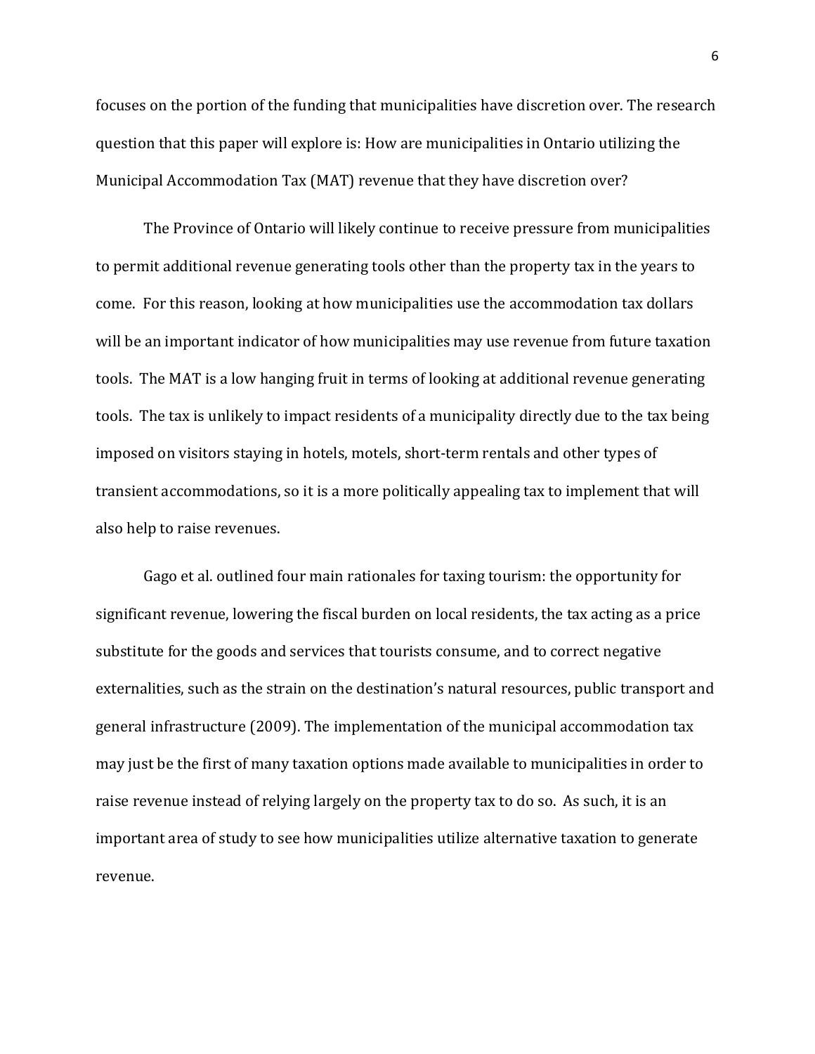focuses on the portion of the funding that municipalities have discretion over. The research question that this paper will explore is: How are municipalities in Ontario utilizing the Municipal Accommodation Tax (MAT) revenue that they have discretion over?

The Province of Ontario will likely continue to receive pressure from municipalities to permit additional revenue generating tools other than the property tax in the years to come. For this reason, looking at how municipalities use the accommodation tax dollars will be an important indicator of how municipalities may use revenue from future taxation tools. The MAT is a low hanging fruit in terms of looking at additional revenue generating tools. The tax is unlikely to impact residents of a municipality directly due to the tax being imposed on visitors staying in hotels, motels, short-term rentals and other types of transient accommodations, so it is a more politically appealing tax to implement that will also help to raise revenues.

Gago et al. outlined four main rationales for taxing tourism: the opportunity for significant revenue, lowering the fiscal burden on local residents, the tax acting as a price substitute for the goods and services that tourists consume, and to correct negative externalities, such as the strain on the destination's natural resources, public transport and general infrastructure (2009). The implementation of the municipal accommodation tax may just be the first of many taxation options made available to municipalities in order to raise revenue instead of relying largely on the property tax to do so. As such, it is an important area of study to see how municipalities utilize alternative taxation to generate revenue.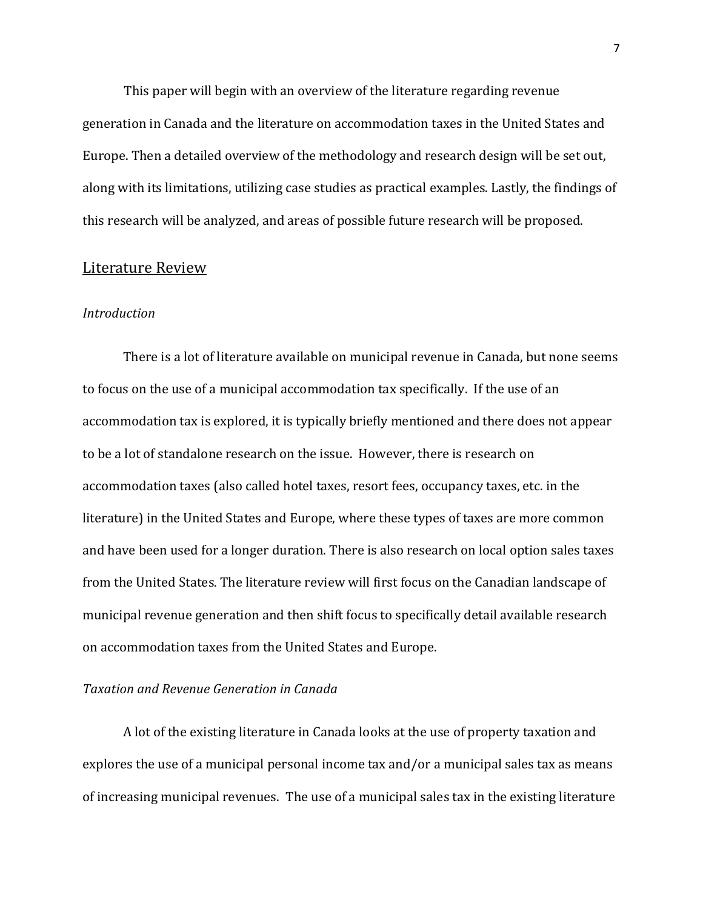This paper will begin with an overview of the literature regarding revenue generation in Canada and the literature on accommodation taxes in the United States and Europe. Then a detailed overview of the methodology and research design will be set out, along with its limitations, utilizing case studies as practical examples. Lastly, the findings of this research will be analyzed, and areas of possible future research will be proposed.

## Literature Review

### *Introduction*

There is a lot of literature available on municipal revenue in Canada, but none seems to focus on the use of a municipal accommodation tax specifically. If the use of an accommodation tax is explored, it is typically briefly mentioned and there does not appear to be a lot of standalone research on the issue. However, there is research on accommodation taxes (also called hotel taxes, resort fees, occupancy taxes, etc. in the literature) in the United States and Europe, where these types of taxes are more common and have been used for a longer duration. There is also research on local option sales taxes from the United States. The literature review will first focus on the Canadian landscape of municipal revenue generation and then shift focus to specifically detail available research on accommodation taxes from the United States and Europe.

### *Taxation and Revenue Generation in Canada*

A lot of the existing literature in Canada looks at the use of property taxation and explores the use of a municipal personal income tax and/or a municipal sales tax as means of increasing municipal revenues. The use of a municipal sales tax in the existing literature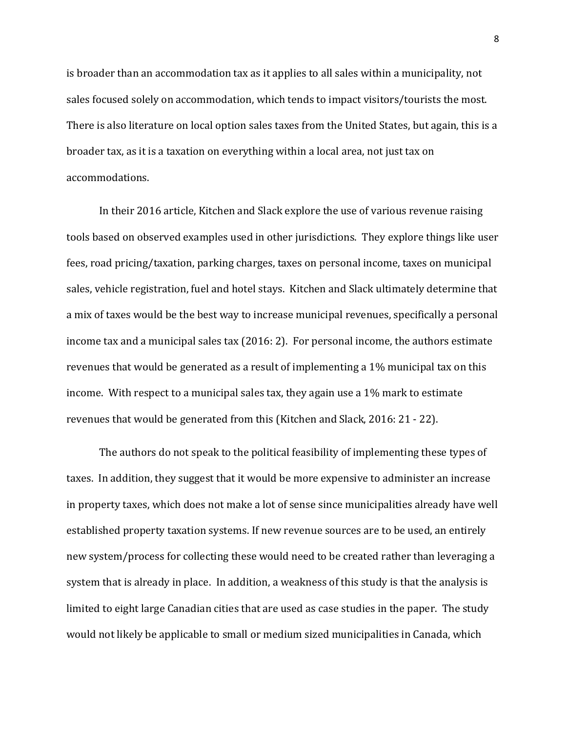is broader than an accommodation tax as it applies to all sales within a municipality, not sales focused solely on accommodation, which tends to impact visitors/tourists the most. There is also literature on local option sales taxes from the United States, but again, this is a broader tax, as it is a taxation on everything within a local area, not just tax on accommodations.

In their 2016 article, Kitchen and Slack explore the use of various revenue raising tools based on observed examples used in other jurisdictions. They explore things like user fees, road pricing/taxation, parking charges, taxes on personal income, taxes on municipal sales, vehicle registration, fuel and hotel stays. Kitchen and Slack ultimately determine that a mix of taxes would be the best way to increase municipal revenues, specifically a personal income tax and a municipal sales tax (2016: 2). For personal income, the authors estimate revenues that would be generated as a result of implementing a 1% municipal tax on this income. With respect to a municipal sales tax, they again use a 1% mark to estimate revenues that would be generated from this (Kitchen and Slack, 2016: 21 - 22).

The authors do not speak to the political feasibility of implementing these types of taxes. In addition, they suggest that it would be more expensive to administer an increase in property taxes, which does not make a lot of sense since municipalities already have well established property taxation systems. If new revenue sources are to be used, an entirely new system/process for collecting these would need to be created rather than leveraging a system that is already in place. In addition, a weakness of this study is that the analysis is limited to eight large Canadian cities that are used as case studies in the paper. The study would not likely be applicable to small or medium sized municipalities in Canada, which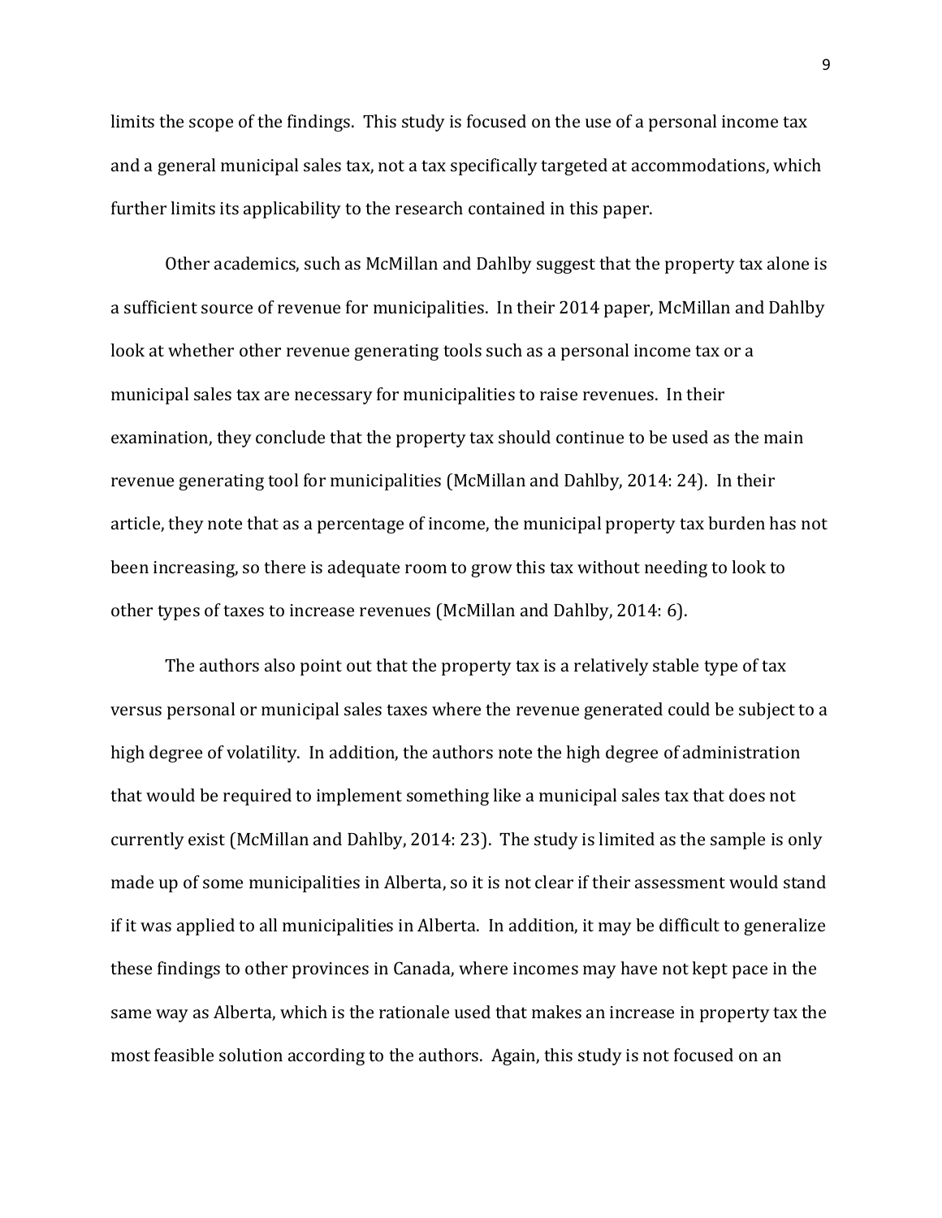limits the scope of the findings. This study is focused on the use of a personal income tax and a general municipal sales tax, not a tax specifically targeted at accommodations, which further limits its applicability to the research contained in this paper.

Other academics, such as McMillan and Dahlby suggest that the property tax alone is a sufficient source of revenue for municipalities. In their 2014 paper, McMillan and Dahlby look at whether other revenue generating tools such as a personal income tax or a municipal sales tax are necessary for municipalities to raise revenues. In their examination, they conclude that the property tax should continue to be used as the main revenue generating tool for municipalities (McMillan and Dahlby, 2014: 24). In their article, they note that as a percentage of income, the municipal property tax burden has not been increasing, so there is adequate room to grow this tax without needing to look to other types of taxes to increase revenues (McMillan and Dahlby, 2014: 6).

The authors also point out that the property tax is a relatively stable type of tax versus personal or municipal sales taxes where the revenue generated could be subject to a high degree of volatility. In addition, the authors note the high degree of administration that would be required to implement something like a municipal sales tax that does not currently exist (McMillan and Dahlby, 2014: 23). The study is limited as the sample is only made up of some municipalities in Alberta, so it is not clear if their assessment would stand if it was applied to all municipalities in Alberta. In addition, it may be difficult to generalize these findings to other provinces in Canada, where incomes may have not kept pace in the same way as Alberta, which is the rationale used that makes an increase in property tax the most feasible solution according to the authors. Again, this study is not focused on an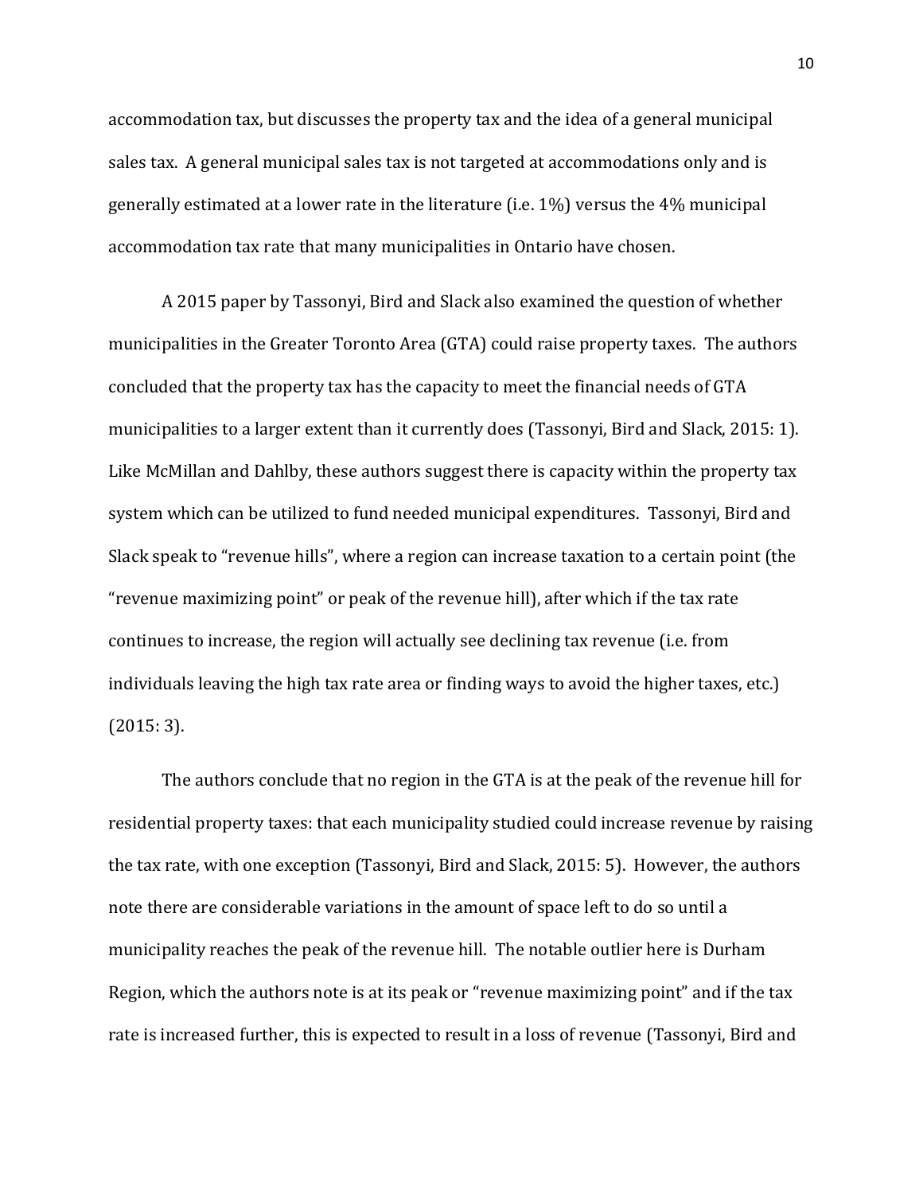accommodation tax, but discusses the property tax and the idea of a general municipal sales tax. A general municipal sales tax is not targeted at accommodations only and is generally estimated at a lower rate in the literature (i.e. 1%) versus the 4% municipal accommodation tax rate that many municipalities in Ontario have chosen.

A 2015 paper by Tassonyi, Bird and Slack also examined the question of whether municipalities in the Greater Toronto Area (GTA) could raise property taxes. The authors concluded that the property tax has the capacity to meet the financial needs of GTA municipalities to a larger extent than it currently does (Tassonyi, Bird and Slack, 2015: 1). Like McMillan and Dahlby, these authors suggest there is capacity within the property tax system which can be utilized to fund needed municipal expenditures. Tassonyi, Bird and Slack speak to "revenue hills", where a region can increase taxation to a certain point (the "revenue maximizing point" or peak of the revenue hill), after which if the tax rate continues to increase, the region will actually see declining tax revenue (i.e. from individuals leaving the high tax rate area or finding ways to avoid the higher taxes, etc.) (2015: 3).

The authors conclude that no region in the GTA is at the peak of the revenue hill for residential property taxes: that each municipality studied could increase revenue by raising the tax rate, with one exception (Tassonyi, Bird and Slack, 2015: 5). However, the authors note there are considerable variations in the amount of space left to do so until a municipality reaches the peak of the revenue hill. The notable outlier here is Durham Region, which the authors note is at its peak or "revenue maximizing point" and if the tax rate is increased further, this is expected to result in a loss of revenue (Tassonyi, Bird and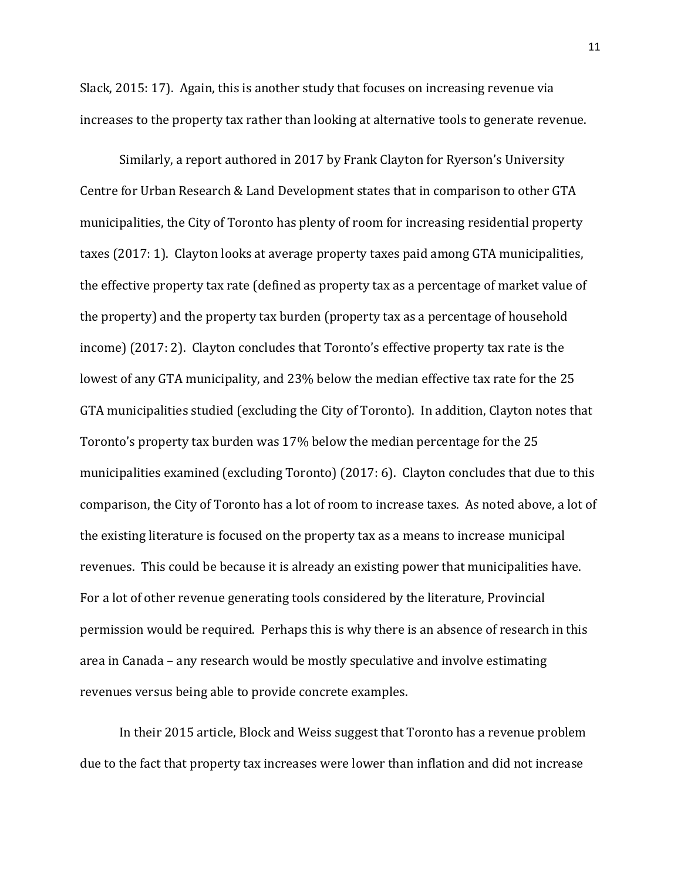Slack, 2015: 17). Again, this is another study that focuses on increasing revenue via increases to the property tax rather than looking at alternative tools to generate revenue.

Similarly, a report authored in 2017 by Frank Clayton for Ryerson's University Centre for Urban Research & Land Development states that in comparison to other GTA municipalities, the City of Toronto has plenty of room for increasing residential property taxes (2017: 1). Clayton looks at average property taxes paid among GTA municipalities, the effective property tax rate (defined as property tax as a percentage of market value of the property) and the property tax burden (property tax as a percentage of household income) (2017: 2). Clayton concludes that Toronto's effective property tax rate is the lowest of any GTA municipality, and 23% below the median effective tax rate for the 25 GTA municipalities studied (excluding the City of Toronto). In addition, Clayton notes that Toronto's property tax burden was 17% below the median percentage for the 25 municipalities examined (excluding Toronto) (2017: 6). Clayton concludes that due to this comparison, the City of Toronto has a lot of room to increase taxes. As noted above, a lot of the existing literature is focused on the property tax as a means to increase municipal revenues. This could be because it is already an existing power that municipalities have. For a lot of other revenue generating tools considered by the literature, Provincial permission would be required. Perhaps this is why there is an absence of research in this area in Canada – any research would be mostly speculative and involve estimating revenues versus being able to provide concrete examples.

In their 2015 article, Block and Weiss suggest that Toronto has a revenue problem due to the fact that property tax increases were lower than inflation and did not increase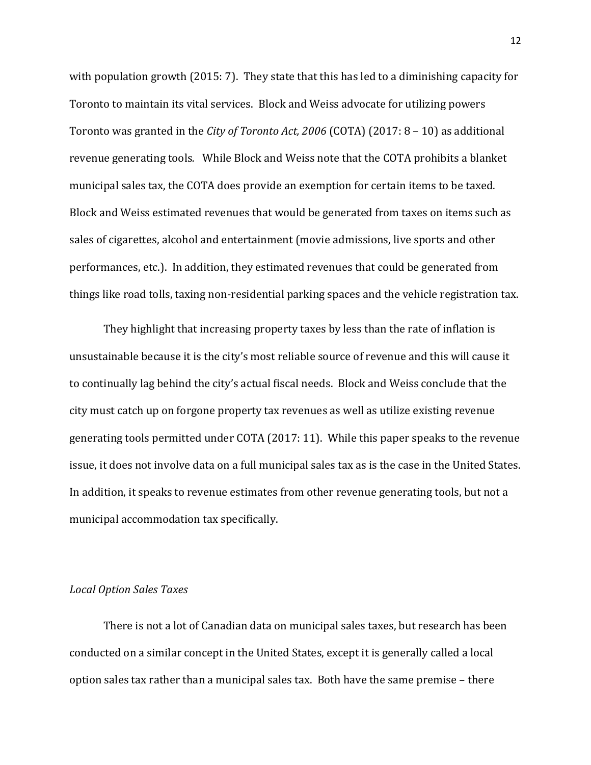with population growth (2015: 7). They state that this has led to a diminishing capacity for Toronto to maintain its vital services. Block and Weiss advocate for utilizing powers Toronto was granted in the *City of Toronto Act, 2006* (COTA) (2017: 8 – 10) as additional revenue generating tools. While Block and Weiss note that the COTA prohibits a blanket municipal sales tax, the COTA does provide an exemption for certain items to be taxed. Block and Weiss estimated revenues that would be generated from taxes on items such as sales of cigarettes, alcohol and entertainment (movie admissions, live sports and other performances, etc.). In addition, they estimated revenues that could be generated from things like road tolls, taxing non-residential parking spaces and the vehicle registration tax.

They highlight that increasing property taxes by less than the rate of inflation is unsustainable because it is the city's most reliable source of revenue and this will cause it to continually lag behind the city's actual fiscal needs. Block and Weiss conclude that the city must catch up on forgone property tax revenues as well as utilize existing revenue generating tools permitted under COTA (2017: 11). While this paper speaks to the revenue issue, it does not involve data on a full municipal sales tax as is the case in the United States. In addition, it speaks to revenue estimates from other revenue generating tools, but not a municipal accommodation tax specifically.

*Local Option Sales Taxes*

There is not a lot of Canadian data on municipal sales taxes, but research has been conducted on a similar concept in the United States, except it is generally called a local option sales tax rather than a municipal sales tax. Both have the same premise – there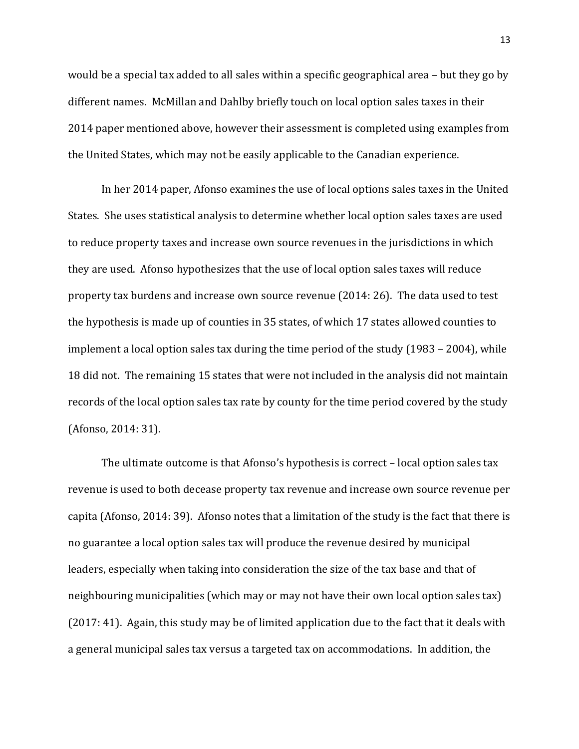would be a special tax added to all sales within a specific geographical area – but they go by different names. McMillan and Dahlby briefly touch on local option sales taxes in their 2014 paper mentioned above, however their assessment is completed using examples from the United States, which may not be easily applicable to the Canadian experience.

In her 2014 paper, Afonso examines the use of local options sales taxes in the United States. She uses statistical analysis to determine whether local option sales taxes are used to reduce property taxes and increase own source revenues in the jurisdictions in which they are used. Afonso hypothesizes that the use of local option sales taxes will reduce property tax burdens and increase own source revenue (2014: 26). The data used to test the hypothesis is made up of counties in 35 states, of which 17 states allowed counties to implement a local option sales tax during the time period of the study (1983 – 2004), while 18 did not. The remaining 15 states that were not included in the analysis did not maintain records of the local option sales tax rate by county for the time period covered by the study (Afonso, 2014: 31).

The ultimate outcome is that Afonso's hypothesis is correct – local option sales tax revenue is used to both decease property tax revenue and increase own source revenue per capita (Afonso, 2014: 39). Afonso notes that a limitation of the study is the fact that there is no guarantee a local option sales tax will produce the revenue desired by municipal leaders, especially when taking into consideration the size of the tax base and that of neighbouring municipalities (which may or may not have their own local option sales tax) (2017: 41). Again, this study may be of limited application due to the fact that it deals with a general municipal sales tax versus a targeted tax on accommodations. In addition, the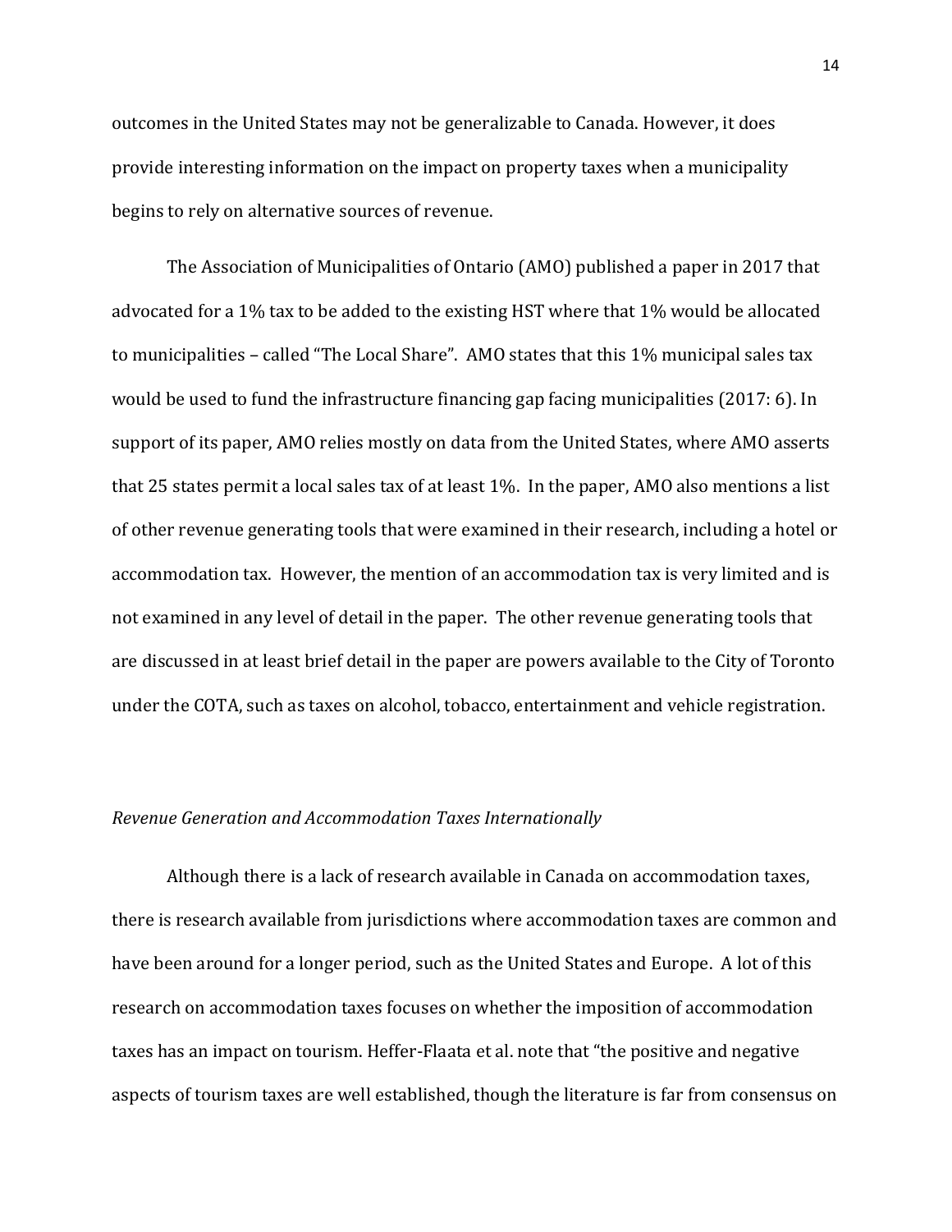outcomes in the United States may not be generalizable to Canada. However, it does provide interesting information on the impact on property taxes when a municipality begins to rely on alternative sources of revenue.

The Association of Municipalities of Ontario (AMO) published a paper in 2017 that advocated for a 1% tax to be added to the existing HST where that 1% would be allocated to municipalities – called "The Local Share". AMO states that this 1% municipal sales tax would be used to fund the infrastructure financing gap facing municipalities (2017: 6). In support of its paper, AMO relies mostly on data from the United States, where AMO asserts that 25 states permit a local sales tax of at least 1%. In the paper, AMO also mentions a list of other revenue generating tools that were examined in their research, including a hotel or accommodation tax. However, the mention of an accommodation tax is very limited and is not examined in any level of detail in the paper. The other revenue generating tools that are discussed in at least brief detail in the paper are powers available to the City of Toronto under the COTA, such as taxes on alcohol, tobacco, entertainment and vehicle registration.

*Revenue Generation and Accommodation Taxes Internationally*

Although there is a lack of research available in Canada on accommodation taxes, there is research available from jurisdictions where accommodation taxes are common and have been around for a longer period, such as the United States and Europe. A lot of this research on accommodation taxes focuses on whether the imposition of accommodation taxes has an impact on tourism. Heffer-Flaata et al. note that "the positive and negative aspects of tourism taxes are well established, though the literature is far from consensus on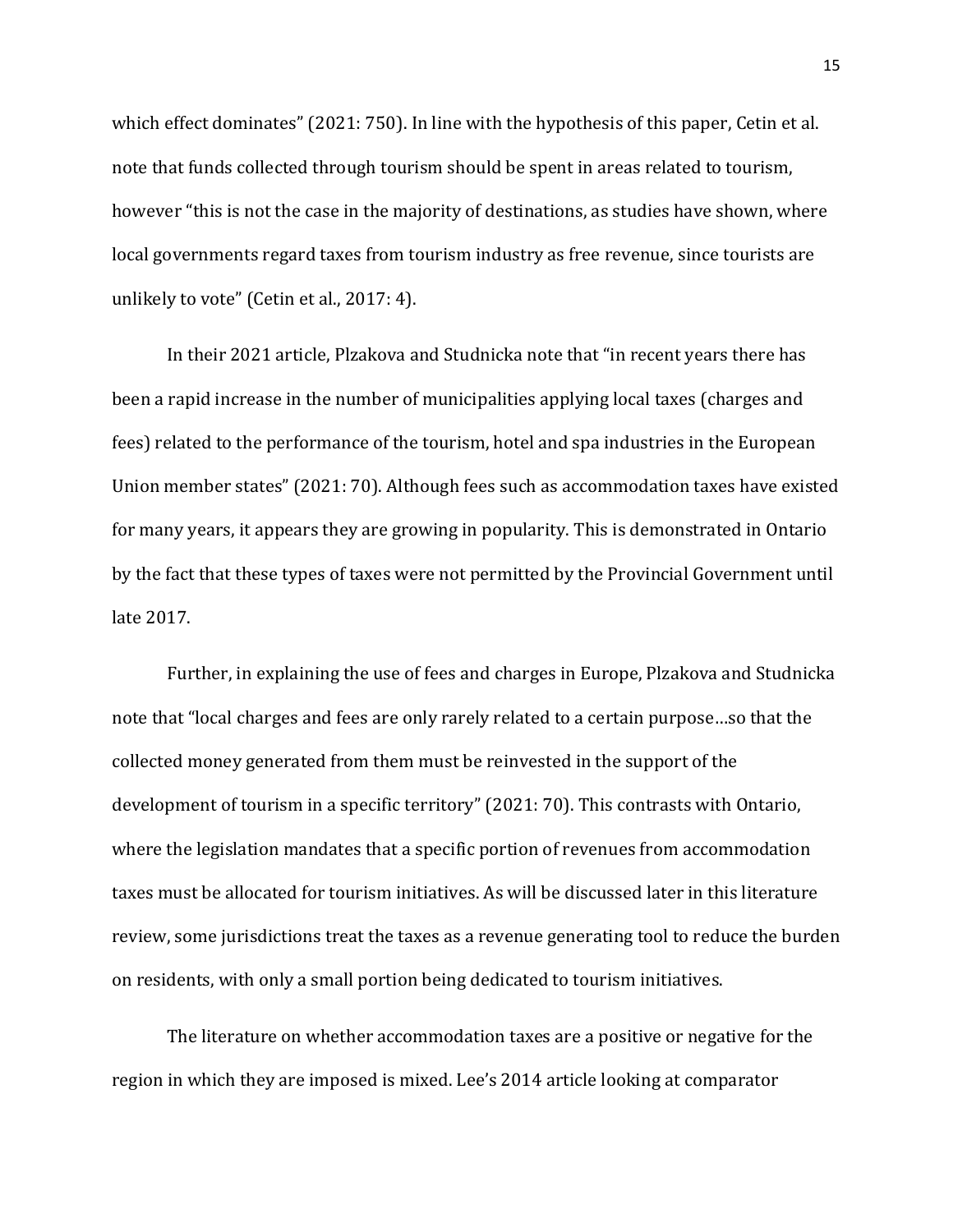which effect dominates" (2021: 750). In line with the hypothesis of this paper, Cetin et al. note that funds collected through tourism should be spent in areas related to tourism, however "this is not the case in the majority of destinations, as studies have shown, where local governments regard taxes from tourism industry as free revenue, since tourists are unlikely to vote" (Cetin et al., 2017: 4).

In their 2021 article, Plzakova and Studnicka note that "in recent years there has been a rapid increase in the number of municipalities applying local taxes (charges and fees) related to the performance of the tourism, hotel and spa industries in the European Union member states" (2021: 70). Although fees such as accommodation taxes have existed for many years, it appears they are growing in popularity. This is demonstrated in Ontario by the fact that these types of taxes were not permitted by the Provincial Government until late 2017.

Further, in explaining the use of fees and charges in Europe, Plzakova and Studnicka note that "local charges and fees are only rarely related to a certain purpose…so that the collected money generated from them must be reinvested in the support of the development of tourism in a specific territory" (2021: 70). This contrasts with Ontario, where the legislation mandates that a specific portion of revenues from accommodation taxes must be allocated for tourism initiatives. As will be discussed later in this literature review, some jurisdictions treat the taxes as a revenue generating tool to reduce the burden on residents, with only a small portion being dedicated to tourism initiatives.

The literature on whether accommodation taxes are a positive or negative for the region in which they are imposed is mixed. Lee's 2014 article looking at comparator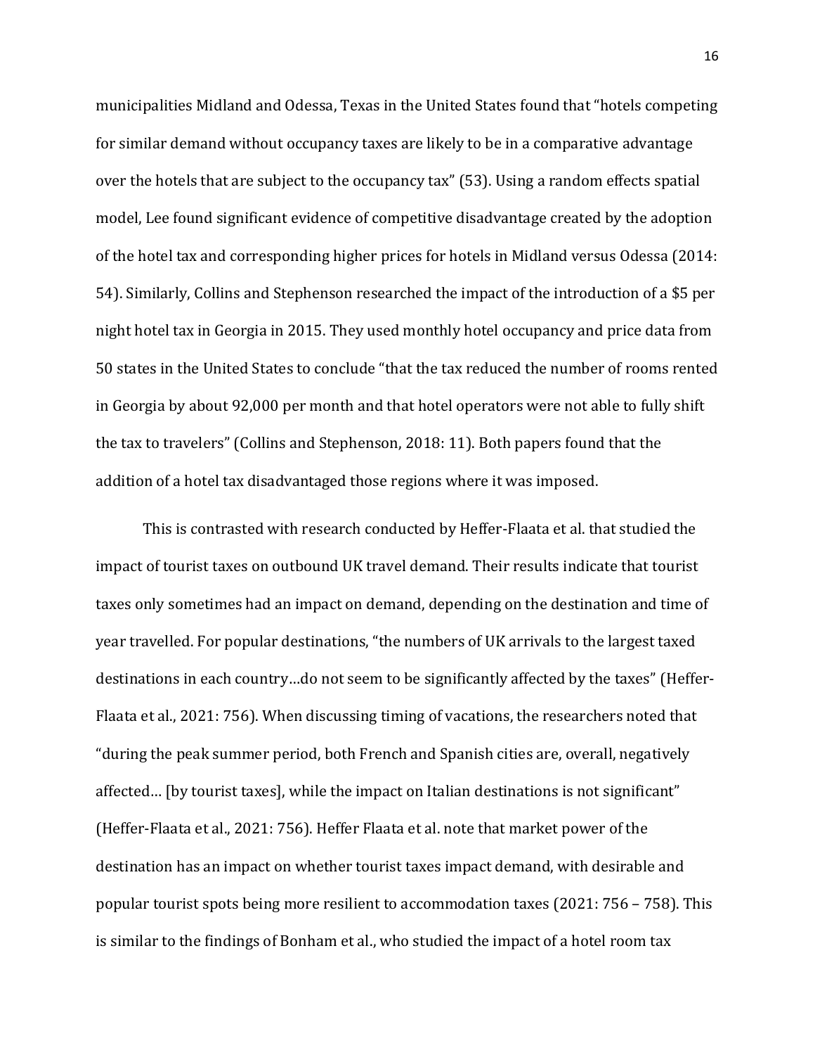municipalities Midland and Odessa, Texas in the United States found that "hotels competing for similar demand without occupancy taxes are likely to be in a comparative advantage over the hotels that are subject to the occupancy tax" (53). Using a random effects spatial model, Lee found significant evidence of competitive disadvantage created by the adoption of the hotel tax and corresponding higher prices for hotels in Midland versus Odessa (2014: 54). Similarly, Collins and Stephenson researched the impact of the introduction of a $5 per night hotel tax in Georgia in 2015. They used monthly hotel occupancy and price data from 50 states in the United States to conclude "that the tax reduced the number of rooms rented in Georgia by about 92,000 per month and that hotel operators were not able to fully shift the tax to travelers" (Collins and Stephenson, 2018: 11). Both papers found that the addition of a hotel tax disadvantaged those regions where it was imposed.

This is contrasted with research conducted by Heffer-Flaata et al. that studied the impact of tourist taxes on outbound UK travel demand. Their results indicate that tourist taxes only sometimes had an impact on demand, depending on the destination and time of year travelled. For popular destinations, "the numbers of UK arrivals to the largest taxed destinations in each country…do not seem to be significantly affected by the taxes" (Heffer-Flaata et al., 2021: 756). When discussing timing of vacations, the researchers noted that "during the peak summer period, both French and Spanish cities are, overall, negatively affected… [by tourist taxes], while the impact on Italian destinations is not significant" (Heffer-Flaata et al., 2021: 756). Heffer Flaata et al. note that market power of the destination has an impact on whether tourist taxes impact demand, with desirable and popular tourist spots being more resilient to accommodation taxes (2021: 756 – 758). This is similar to the findings of Bonham et al., who studied the impact of a hotel room tax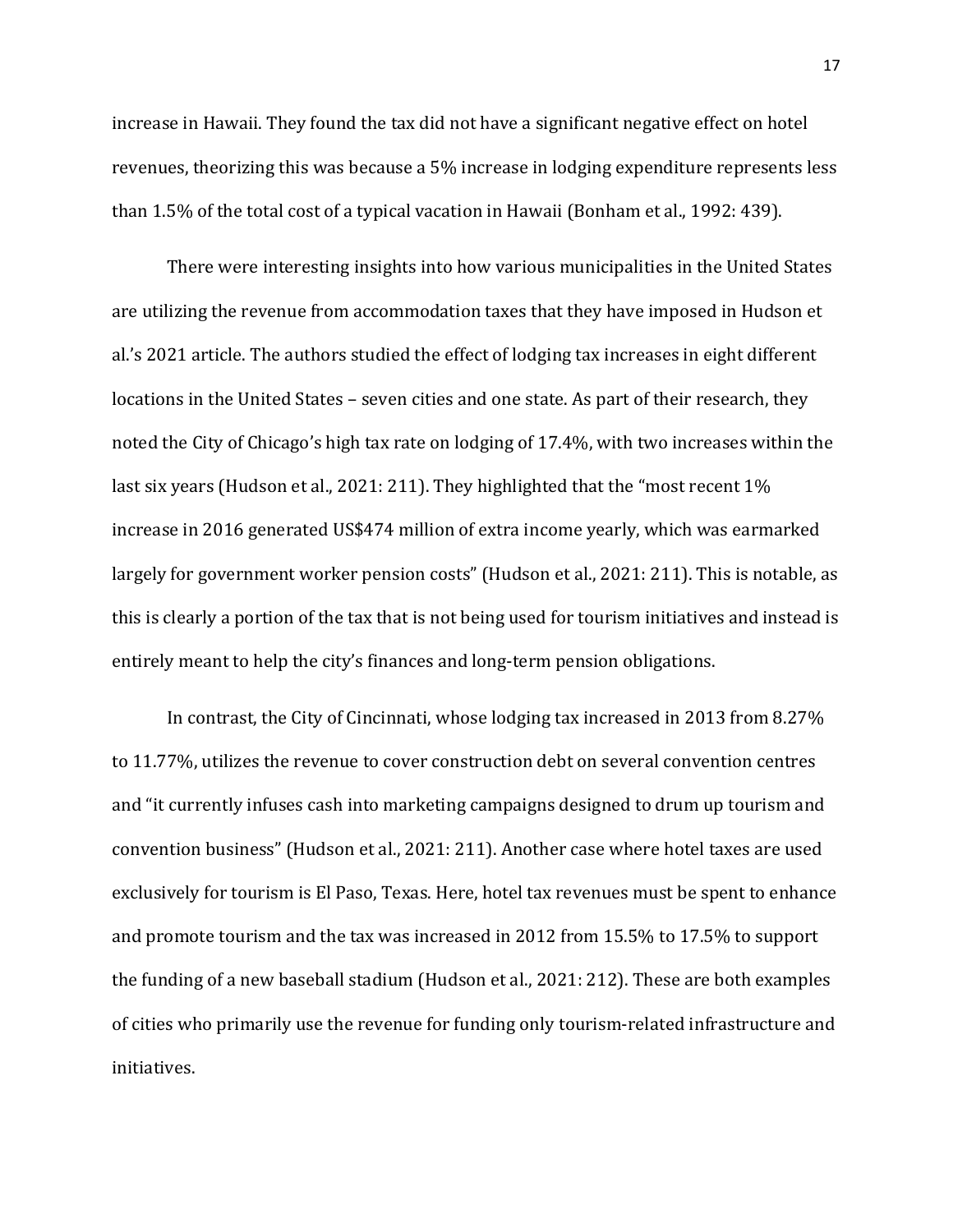increase in Hawaii. They found the tax did not have a significant negative effect on hotel revenues, theorizing this was because a 5% increase in lodging expenditure represents less than 1.5% of the total cost of a typical vacation in Hawaii (Bonham et al., 1992: 439).

There were interesting insights into how various municipalities in the United States are utilizing the revenue from accommodation taxes that they have imposed in Hudson et al.'s 2021 article. The authors studied the effect of lodging tax increases in eight different locations in the United States – seven cities and one state. As part of their research, they noted the City of Chicago's high tax rate on lodging of 17.4%, with two increases within the last six years (Hudson et al., 2021: 211). They highlighted that the "most recent 1% increase in 2016 generated US$474 million of extra income yearly, which was earmarked largely for government worker pension costs" (Hudson et al., 2021: 211). This is notable, as this is clearly a portion of the tax that is not being used for tourism initiatives and instead is entirely meant to help the city's finances and long-term pension obligations.

In contrast, the City of Cincinnati, whose lodging tax increased in 2013 from 8.27% to 11.77%, utilizes the revenue to cover construction debt on several convention centres and "it currently infuses cash into marketing campaigns designed to drum up tourism and convention business" (Hudson et al., 2021: 211). Another case where hotel taxes are used exclusively for tourism is El Paso, Texas. Here, hotel tax revenues must be spent to enhance and promote tourism and the tax was increased in 2012 from 15.5% to 17.5% to support the funding of a new baseball stadium (Hudson et al., 2021: 212). These are both examples of cities who primarily use the revenue for funding only tourism-related infrastructure and initiatives.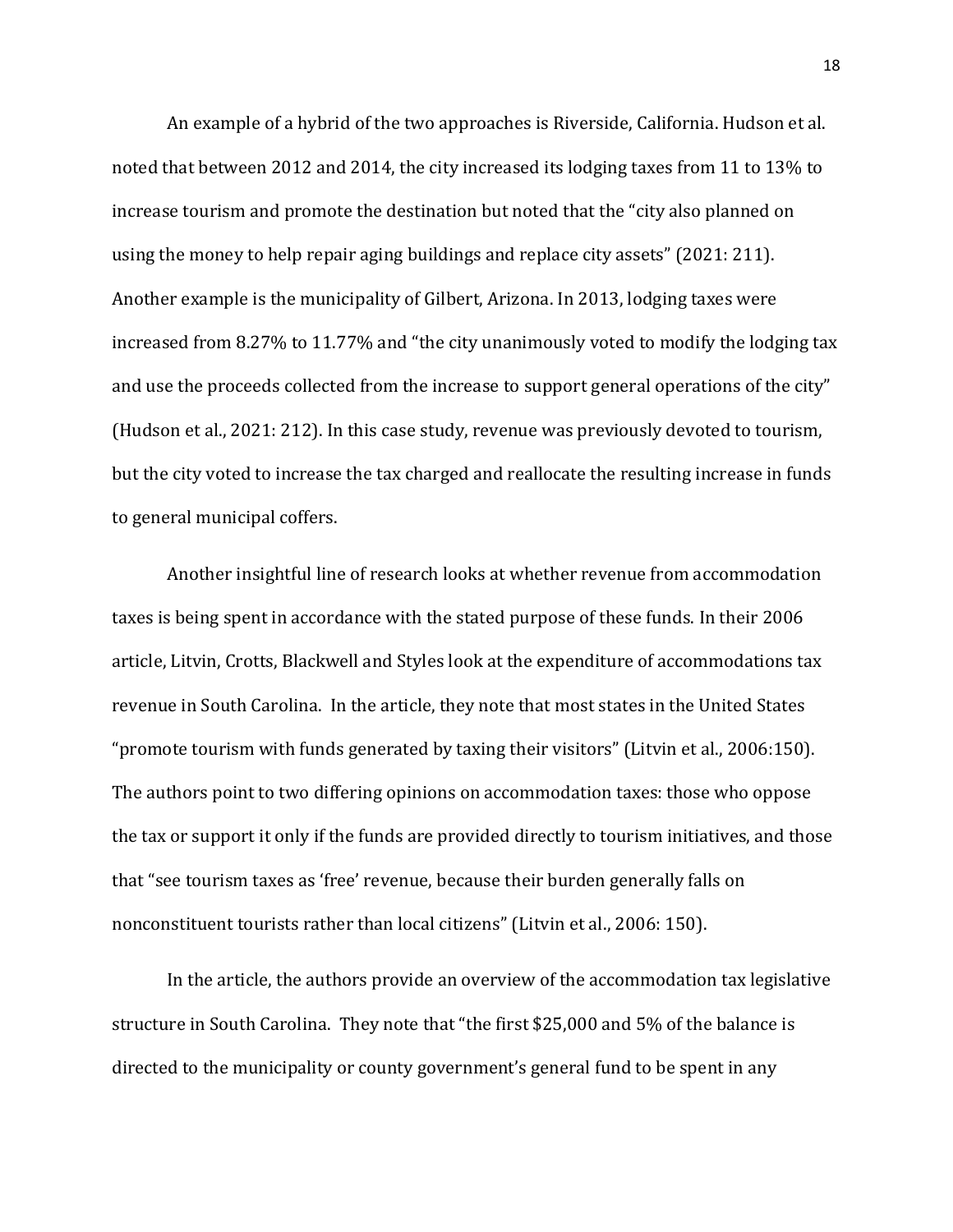An example of a hybrid of the two approaches is Riverside, California. Hudson et al. noted that between 2012 and 2014, the city increased its lodging taxes from 11 to 13% to increase tourism and promote the destination but noted that the "city also planned on using the money to help repair aging buildings and replace city assets" (2021: 211). Another example is the municipality of Gilbert, Arizona. In 2013, lodging taxes were increased from 8.27% to 11.77% and "the city unanimously voted to modify the lodging tax and use the proceeds collected from the increase to support general operations of the city" (Hudson et al., 2021: 212). In this case study, revenue was previously devoted to tourism, but the city voted to increase the tax charged and reallocate the resulting increase in funds to general municipal coffers.

Another insightful line of research looks at whether revenue from accommodation taxes is being spent in accordance with the stated purpose of these funds. In their 2006 article, Litvin, Crotts, Blackwell and Styles look at the expenditure of accommodations tax revenue in South Carolina. In the article, they note that most states in the United States "promote tourism with funds generated by taxing their visitors" (Litvin et al., 2006:150). The authors point to two differing opinions on accommodation taxes: those who oppose the tax or support it only if the funds are provided directly to tourism initiatives, and those that "see tourism taxes as 'free' revenue, because their burden generally falls on nonconstituent tourists rather than local citizens" (Litvin et al., 2006: 150).

In the article, the authors provide an overview of the accommodation tax legislative structure in South Carolina. They note that "the first $25,000 and 5% of the balance is directed to the municipality or county government's general fund to be spent in any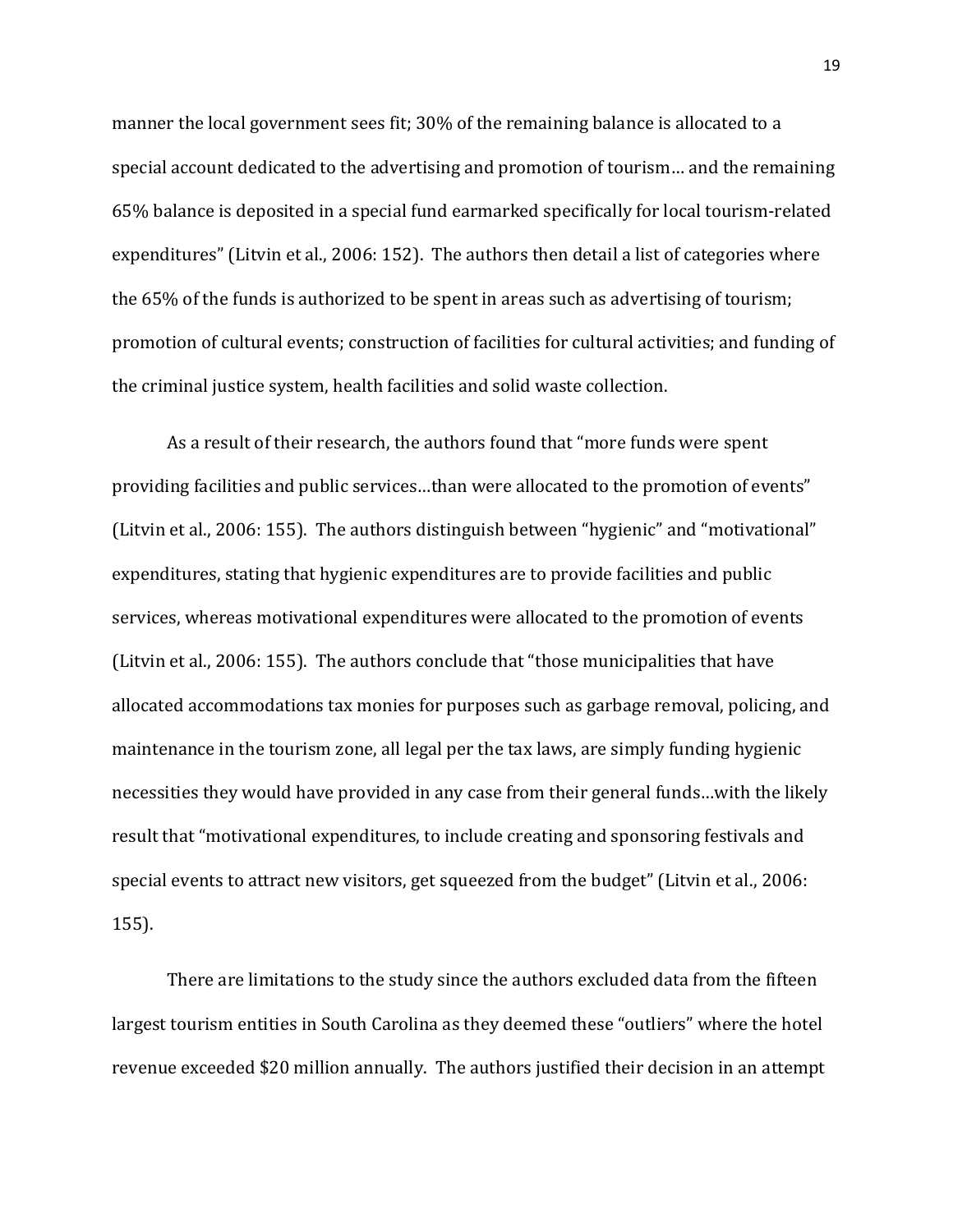manner the local government sees fit; 30% of the remaining balance is allocated to a special account dedicated to the advertising and promotion of tourism… and the remaining 65% balance is deposited in a special fund earmarked specifically for local tourism-related expenditures" (Litvin et al., 2006: 152). The authors then detail a list of categories where the 65% of the funds is authorized to be spent in areas such as advertising of tourism; promotion of cultural events; construction of facilities for cultural activities; and funding of the criminal justice system, health facilities and solid waste collection.

As a result of their research, the authors found that "more funds were spent providing facilities and public services…than were allocated to the promotion of events" (Litvin et al., 2006: 155). The authors distinguish between "hygienic" and "motivational" expenditures, stating that hygienic expenditures are to provide facilities and public services, whereas motivational expenditures were allocated to the promotion of events (Litvin et al., 2006: 155). The authors conclude that "those municipalities that have allocated accommodations tax monies for purposes such as garbage removal, policing, and maintenance in the tourism zone, all legal per the tax laws, are simply funding hygienic necessities they would have provided in any case from their general funds…with the likely result that "motivational expenditures, to include creating and sponsoring festivals and special events to attract new visitors, get squeezed from the budget" (Litvin et al., 2006: 155).

There are limitations to the study since the authors excluded data from the fifteen largest tourism entities in South Carolina as they deemed these "outliers" where the hotel revenue exceeded $20 million annually. The authors justified their decision in an attempt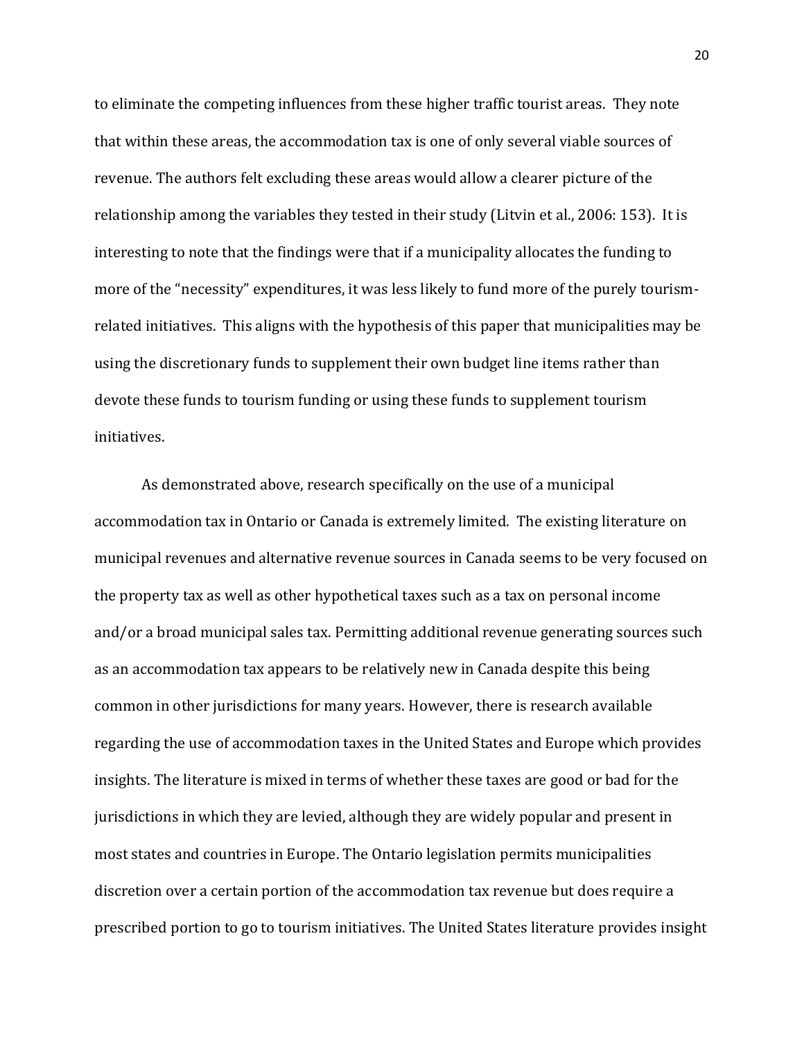to eliminate the competing influences from these higher traffic tourist areas. They note that within these areas, the accommodation tax is one of only several viable sources of revenue. The authors felt excluding these areas would allow a clearer picture of the relationship among the variables they tested in their study (Litvin et al., 2006: 153). It is interesting to note that the findings were that if a municipality allocates the funding to more of the "necessity" expenditures, it was less likely to fund more of the purely tourism-related initiatives. This aligns with the hypothesis of this paper that municipalities may be using the discretionary funds to supplement their own budget line items rather than devote these funds to tourism funding or using these funds to supplement tourism initiatives.

As demonstrated above, research specifically on the use of a municipal accommodation tax in Ontario or Canada is extremely limited. The existing literature on municipal revenues and alternative revenue sources in Canada seems to be very focused on the property tax as well as other hypothetical taxes such as a tax on personal income and/or a broad municipal sales tax. Permitting additional revenue generating sources such as an accommodation tax appears to be relatively new in Canada despite this being common in other jurisdictions for many years. However, there is research available regarding the use of accommodation taxes in the United States and Europe which provides insights. The literature is mixed in terms of whether these taxes are good or bad for the jurisdictions in which they are levied, although they are widely popular and present in most states and countries in Europe. The Ontario legislation permits municipalities discretion over a certain portion of the accommodation tax revenue but does require a prescribed portion to go to tourism initiatives. The United States literature provides insight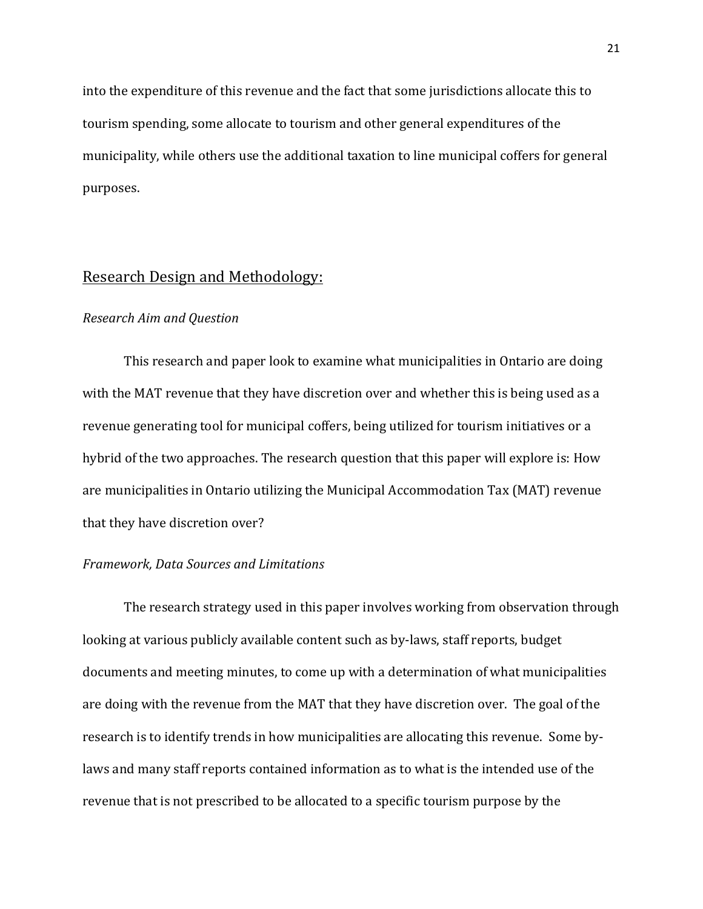into the expenditure of this revenue and the fact that some jurisdictions allocate this to tourism spending, some allocate to tourism and other general expenditures of the municipality, while others use the additional taxation to line municipal coffers for general purposes.

## Research Design and Methodology:

### *Research Aim and Question*

This research and paper look to examine what municipalities in Ontario are doing with the MAT revenue that they have discretion over and whether this is being used as a revenue generating tool for municipal coffers, being utilized for tourism initiatives or a hybrid of the two approaches. The research question that this paper will explore is: How are municipalities in Ontario utilizing the Municipal Accommodation Tax (MAT) revenue that they have discretion over?

### *Framework, Data Sources and Limitations*

The research strategy used in this paper involves working from observation through looking at various publicly available content such as by-laws, staff reports, budget documents and meeting minutes, to come up with a determination of what municipalities are doing with the revenue from the MAT that they have discretion over. The goal of the research is to identify trends in how municipalities are allocating this revenue. Some by-laws and many staff reports contained information as to what is the intended use of the revenue that is not prescribed to be allocated to a specific tourism purpose by the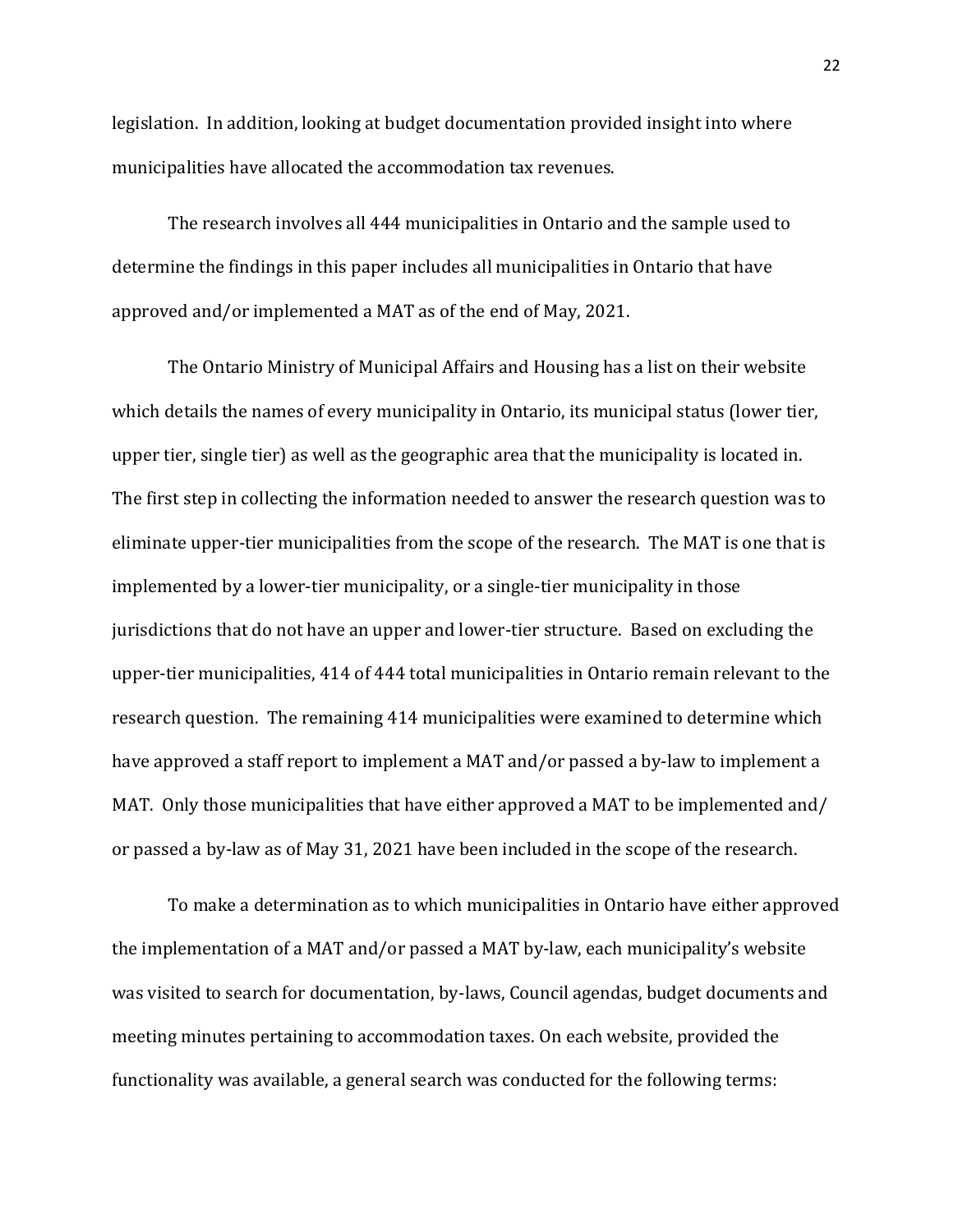legislation. In addition, looking at budget documentation provided insight into where municipalities have allocated the accommodation tax revenues.

The research involves all 444 municipalities in Ontario and the sample used to determine the findings in this paper includes all municipalities in Ontario that have approved and/or implemented a MAT as of the end of May, 2021.

The Ontario Ministry of Municipal Affairs and Housing has a list on their website which details the names of every municipality in Ontario, its municipal status (lower tier, upper tier, single tier) as well as the geographic area that the municipality is located in. The first step in collecting the information needed to answer the research question was to eliminate upper-tier municipalities from the scope of the research. The MAT is one that is implemented by a lower-tier municipality, or a single-tier municipality in those jurisdictions that do not have an upper and lower-tier structure. Based on excluding the upper-tier municipalities, 414 of 444 total municipalities in Ontario remain relevant to the research question. The remaining 414 municipalities were examined to determine which have approved a staff report to implement a MAT and/or passed a by-law to implement a MAT. Only those municipalities that have either approved a MAT to be implemented and/ or passed a by-law as of May 31, 2021 have been included in the scope of the research.

To make a determination as to which municipalities in Ontario have either approved the implementation of a MAT and/or passed a MAT by-law, each municipality's website was visited to search for documentation, by-laws, Council agendas, budget documents and meeting minutes pertaining to accommodation taxes. On each website, provided the functionality was available, a general search was conducted for the following terms: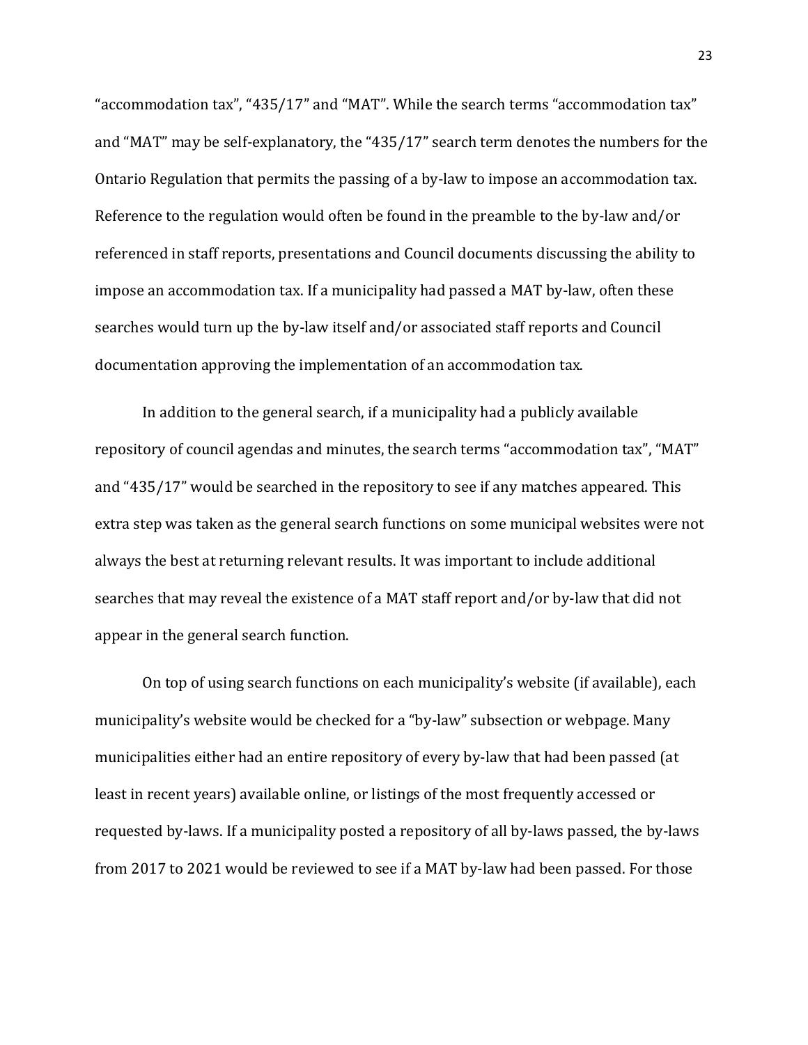"accommodation tax", "435/17" and "MAT". While the search terms "accommodation tax" and "MAT" may be self-explanatory, the "435/17" search term denotes the numbers for the Ontario Regulation that permits the passing of a by-law to impose an accommodation tax. Reference to the regulation would often be found in the preamble to the by-law and/or referenced in staff reports, presentations and Council documents discussing the ability to impose an accommodation tax. If a municipality had passed a MAT by-law, often these searches would turn up the by-law itself and/or associated staff reports and Council documentation approving the implementation of an accommodation tax.

In addition to the general search, if a municipality had a publicly available repository of council agendas and minutes, the search terms "accommodation tax", "MAT" and "435/17" would be searched in the repository to see if any matches appeared. This extra step was taken as the general search functions on some municipal websites were not always the best at returning relevant results. It was important to include additional searches that may reveal the existence of a MAT staff report and/or by-law that did not appear in the general search function.

On top of using search functions on each municipality's website (if available), each municipality's website would be checked for a "by-law" subsection or webpage. Many municipalities either had an entire repository of every by-law that had been passed (at least in recent years) available online, or listings of the most frequently accessed or requested by-laws. If a municipality posted a repository of all by-laws passed, the by-laws from 2017 to 2021 would be reviewed to see if a MAT by-law had been passed. For those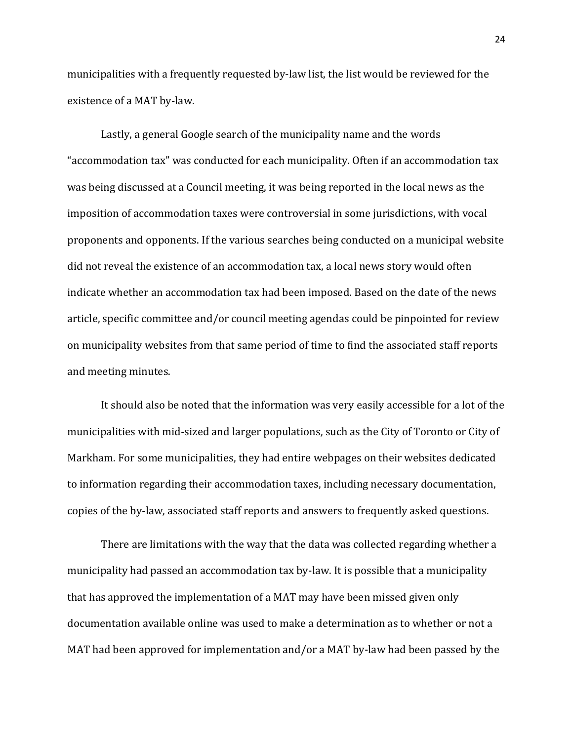municipalities with a frequently requested by-law list, the list would be reviewed for the existence of a MAT by-law.

Lastly, a general Google search of the municipality name and the words "accommodation tax" was conducted for each municipality. Often if an accommodation tax was being discussed at a Council meeting, it was being reported in the local news as the imposition of accommodation taxes were controversial in some jurisdictions, with vocal proponents and opponents. If the various searches being conducted on a municipal website did not reveal the existence of an accommodation tax, a local news story would often indicate whether an accommodation tax had been imposed. Based on the date of the news article, specific committee and/or council meeting agendas could be pinpointed for review on municipality websites from that same period of time to find the associated staff reports and meeting minutes.

It should also be noted that the information was very easily accessible for a lot of the municipalities with mid-sized and larger populations, such as the City of Toronto or City of Markham. For some municipalities, they had entire webpages on their websites dedicated to information regarding their accommodation taxes, including necessary documentation, copies of the by-law, associated staff reports and answers to frequently asked questions.

There are limitations with the way that the data was collected regarding whether a municipality had passed an accommodation tax by-law. It is possible that a municipality that has approved the implementation of a MAT may have been missed given only documentation available online was used to make a determination as to whether or not a MAT had been approved for implementation and/or a MAT by-law had been passed by the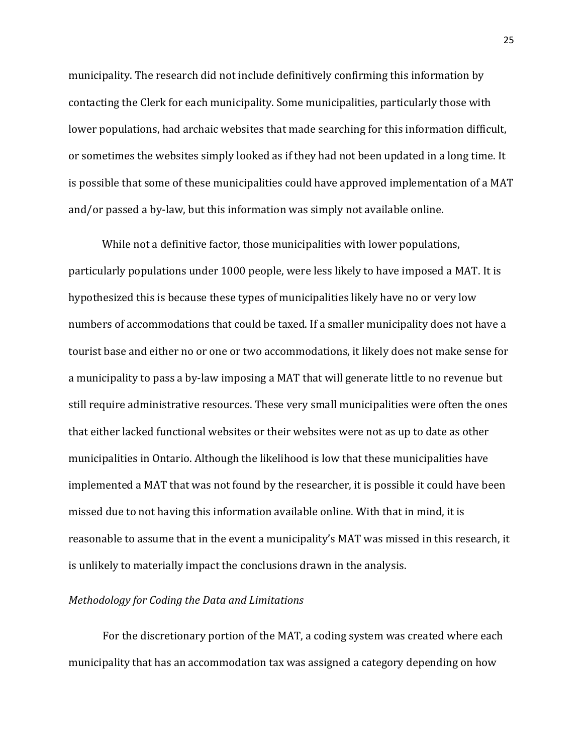municipality. The research did not include definitively confirming this information by contacting the Clerk for each municipality. Some municipalities, particularly those with lower populations, had archaic websites that made searching for this information difficult, or sometimes the websites simply looked as if they had not been updated in a long time. It is possible that some of these municipalities could have approved implementation of a MAT and/or passed a by-law, but this information was simply not available online.

While not a definitive factor, those municipalities with lower populations, particularly populations under 1000 people, were less likely to have imposed a MAT. It is hypothesized this is because these types of municipalities likely have no or very low numbers of accommodations that could be taxed. If a smaller municipality does not have a tourist base and either no or one or two accommodations, it likely does not make sense for a municipality to pass a by-law imposing a MAT that will generate little to no revenue but still require administrative resources. These very small municipalities were often the ones that either lacked functional websites or their websites were not as up to date as other municipalities in Ontario. Although the likelihood is low that these municipalities have implemented a MAT that was not found by the researcher, it is possible it could have been missed due to not having this information available online. With that in mind, it is reasonable to assume that in the event a municipality's MAT was missed in this research, it is unlikely to materially impact the conclusions drawn in the analysis.

*Methodology for Coding the Data and Limitations*

For the discretionary portion of the MAT, a coding system was created where each municipality that has an accommodation tax was assigned a category depending on how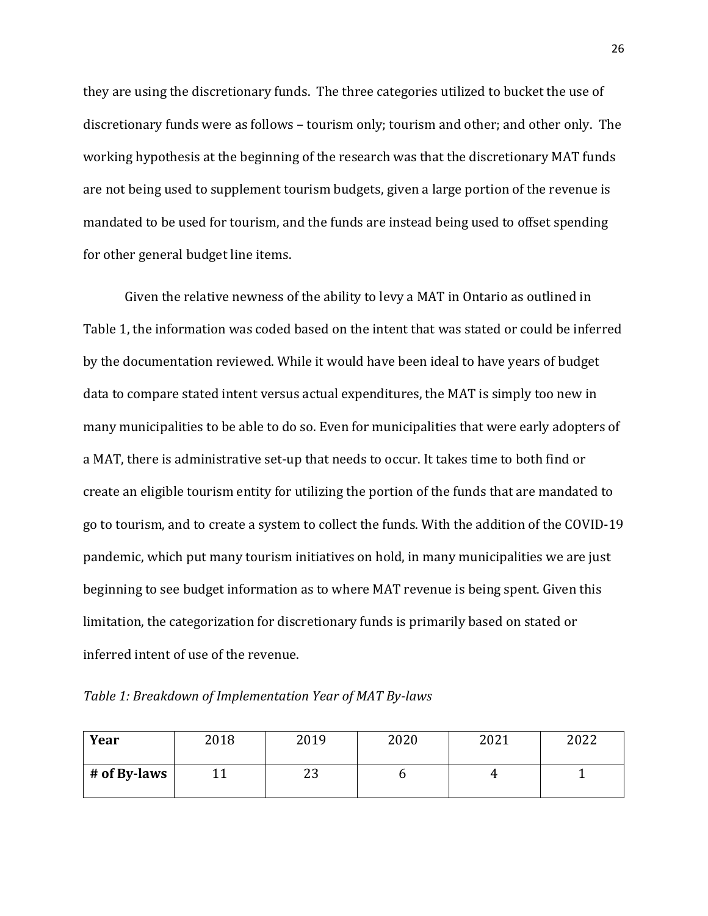they are using the discretionary funds. The three categories utilized to bucket the use of discretionary funds were as follows – tourism only; tourism and other; and other only. The working hypothesis at the beginning of the research was that the discretionary MAT funds are not being used to supplement tourism budgets, given a large portion of the revenue is mandated to be used for tourism, and the funds are instead being used to offset spending for other general budget line items.

Given the relative newness of the ability to levy a MAT in Ontario as outlined in Table 1, the information was coded based on the intent that was stated or could be inferred by the documentation reviewed. While it would have been ideal to have years of budget data to compare stated intent versus actual expenditures, the MAT is simply too new in many municipalities to be able to do so. Even for municipalities that were early adopters of a MAT, there is administrative set-up that needs to occur. It takes time to both find or create an eligible tourism entity for utilizing the portion of the funds that are mandated to go to tourism, and to create a system to collect the funds. With the addition of the COVID-19 pandemic, which put many tourism initiatives on hold, in many municipalities we are just beginning to see budget information as to where MAT revenue is being spent. Given this limitation, the categorization for discretionary funds is primarily based on stated or inferred intent of use of the revenue.

*Table 1: Breakdown of Implementation Year of MAT By-laws*

| **Year** | 2018 | 2019 | 2020 | 2021 | 2022 |
|---|---|---|---|---|---|
| **# of By-laws** | 11 | 23 | 6 | 4 | 1 |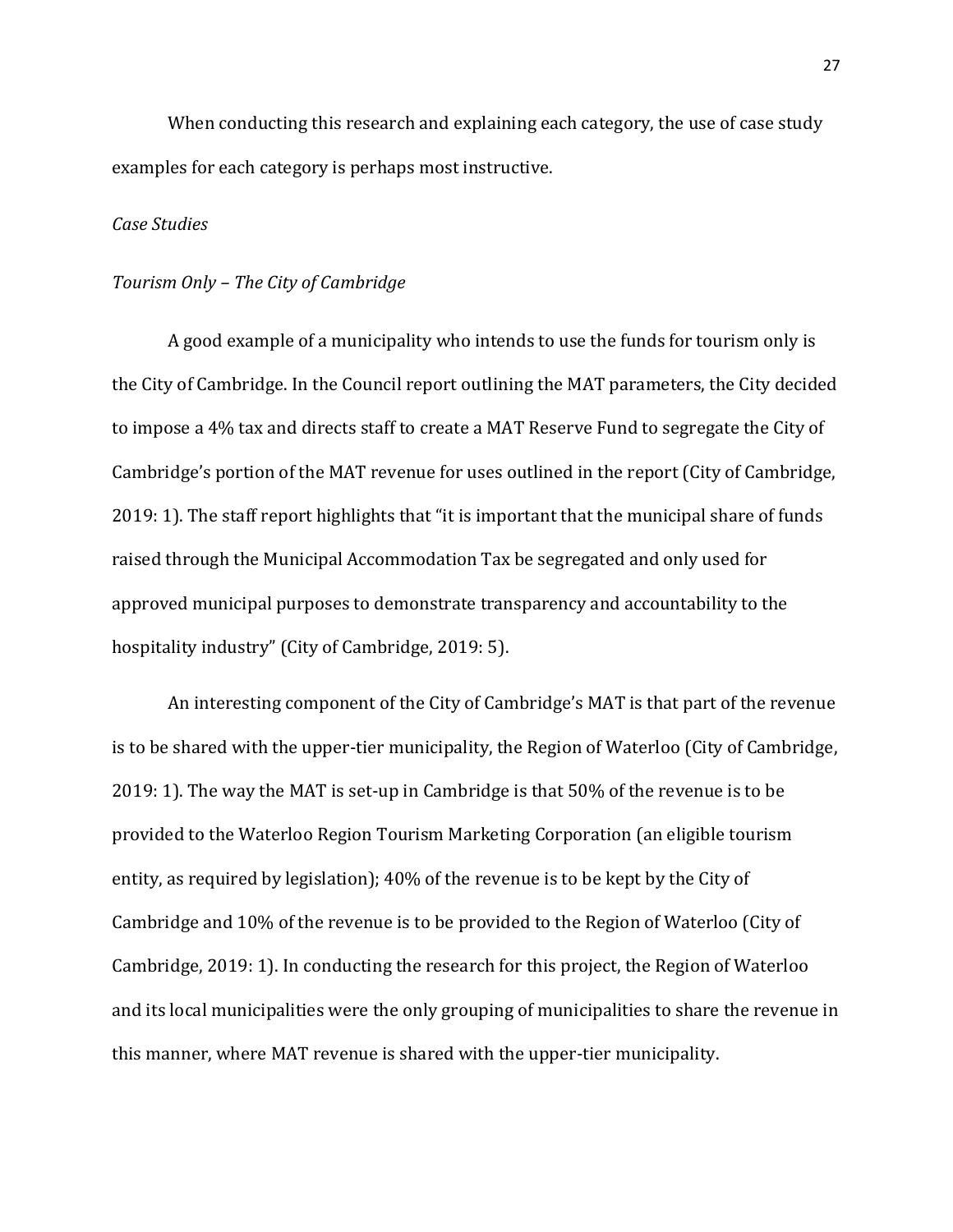When conducting this research and explaining each category, the use of case study examples for each category is perhaps most instructive.

*Case Studies*

*Tourism Only – The City of Cambridge*

A good example of a municipality who intends to use the funds for tourism only is the City of Cambridge. In the Council report outlining the MAT parameters, the City decided to impose a 4% tax and directs staff to create a MAT Reserve Fund to segregate the City of Cambridge's portion of the MAT revenue for uses outlined in the report (City of Cambridge, 2019: 1). The staff report highlights that "it is important that the municipal share of funds raised through the Municipal Accommodation Tax be segregated and only used for approved municipal purposes to demonstrate transparency and accountability to the hospitality industry" (City of Cambridge, 2019: 5).

An interesting component of the City of Cambridge's MAT is that part of the revenue is to be shared with the upper-tier municipality, the Region of Waterloo (City of Cambridge, 2019: 1). The way the MAT is set-up in Cambridge is that 50% of the revenue is to be provided to the Waterloo Region Tourism Marketing Corporation (an eligible tourism entity, as required by legislation); 40% of the revenue is to be kept by the City of Cambridge and 10% of the revenue is to be provided to the Region of Waterloo (City of Cambridge, 2019: 1). In conducting the research for this project, the Region of Waterloo and its local municipalities were the only grouping of municipalities to share the revenue in this manner, where MAT revenue is shared with the upper-tier municipality.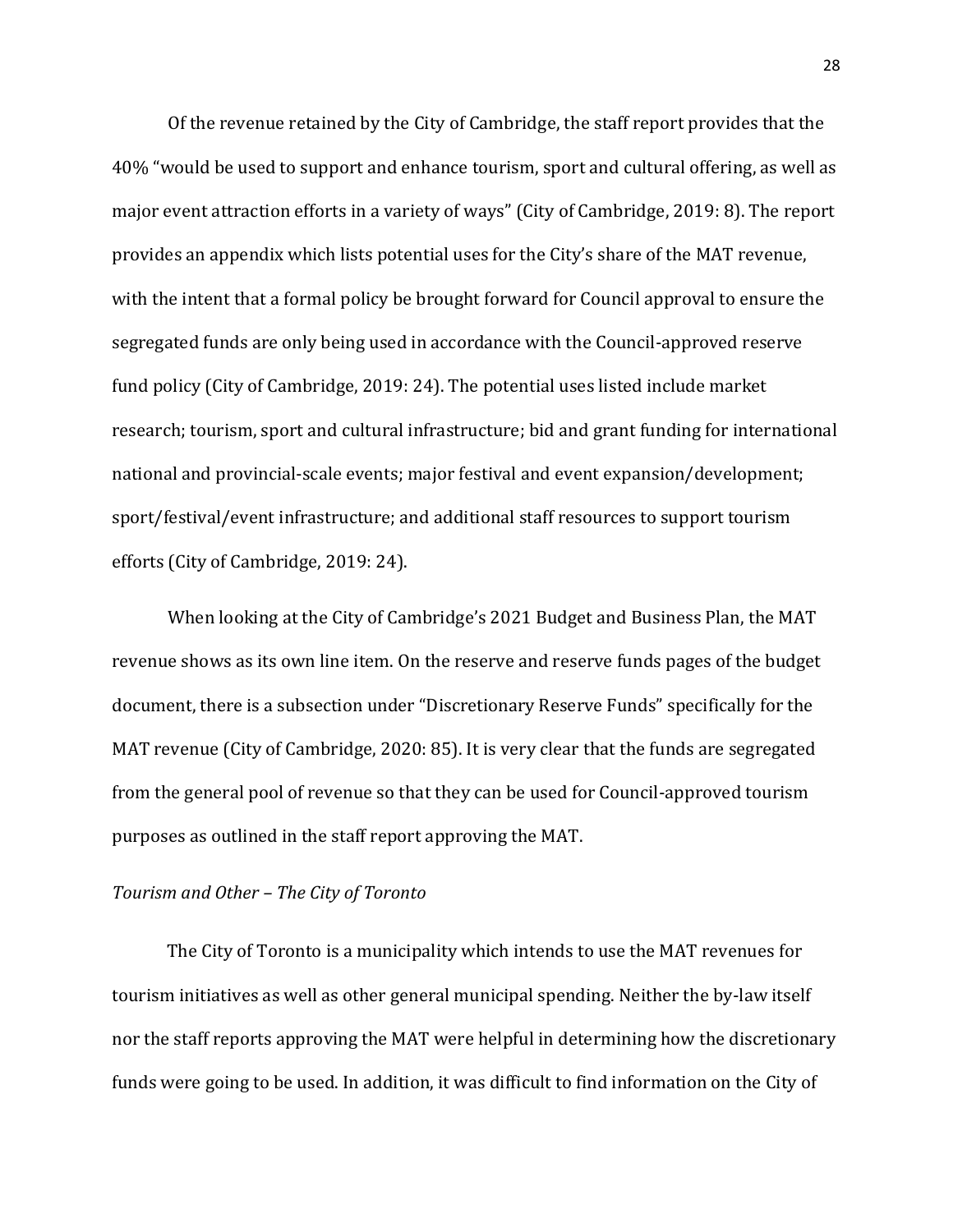Of the revenue retained by the City of Cambridge, the staff report provides that the 40% "would be used to support and enhance tourism, sport and cultural offering, as well as major event attraction efforts in a variety of ways" (City of Cambridge, 2019: 8). The report provides an appendix which lists potential uses for the City's share of the MAT revenue, with the intent that a formal policy be brought forward for Council approval to ensure the segregated funds are only being used in accordance with the Council-approved reserve fund policy (City of Cambridge, 2019: 24). The potential uses listed include market research; tourism, sport and cultural infrastructure; bid and grant funding for international national and provincial-scale events; major festival and event expansion/development; sport/festival/event infrastructure; and additional staff resources to support tourism efforts (City of Cambridge, 2019: 24).

When looking at the City of Cambridge's 2021 Budget and Business Plan, the MAT revenue shows as its own line item. On the reserve and reserve funds pages of the budget document, there is a subsection under "Discretionary Reserve Funds" specifically for the MAT revenue (City of Cambridge, 2020: 85). It is very clear that the funds are segregated from the general pool of revenue so that they can be used for Council-approved tourism purposes as outlined in the staff report approving the MAT.

*Tourism and Other – The City of Toronto*

The City of Toronto is a municipality which intends to use the MAT revenues for tourism initiatives as well as other general municipal spending. Neither the by-law itself nor the staff reports approving the MAT were helpful in determining how the discretionary funds were going to be used. In addition, it was difficult to find information on the City of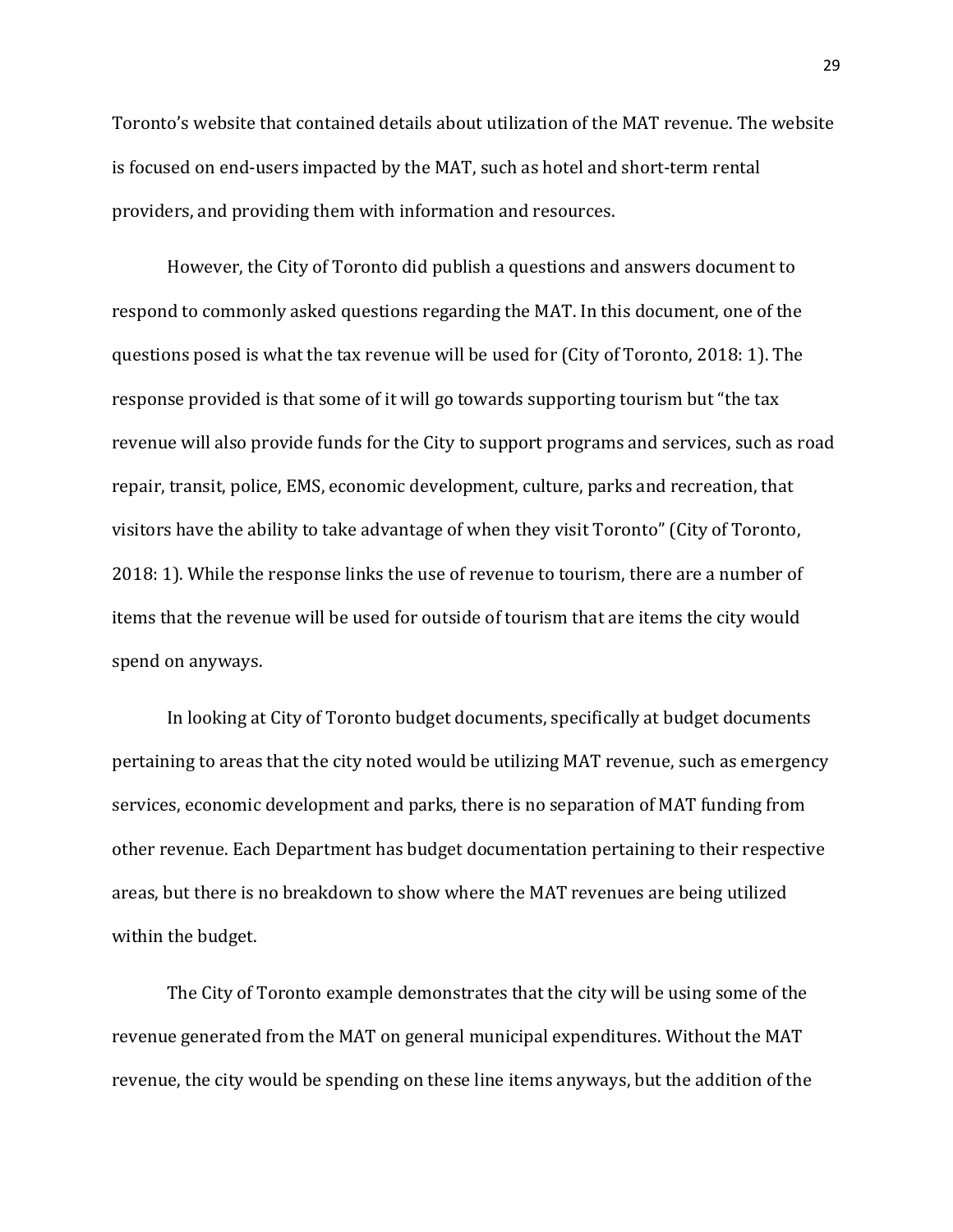Toronto's website that contained details about utilization of the MAT revenue. The website is focused on end-users impacted by the MAT, such as hotel and short-term rental providers, and providing them with information and resources.

However, the City of Toronto did publish a questions and answers document to respond to commonly asked questions regarding the MAT. In this document, one of the questions posed is what the tax revenue will be used for (City of Toronto, 2018: 1). The response provided is that some of it will go towards supporting tourism but "the tax revenue will also provide funds for the City to support programs and services, such as road repair, transit, police, EMS, economic development, culture, parks and recreation, that visitors have the ability to take advantage of when they visit Toronto" (City of Toronto, 2018: 1). While the response links the use of revenue to tourism, there are a number of items that the revenue will be used for outside of tourism that are items the city would spend on anyways.

In looking at City of Toronto budget documents, specifically at budget documents pertaining to areas that the city noted would be utilizing MAT revenue, such as emergency services, economic development and parks, there is no separation of MAT funding from other revenue. Each Department has budget documentation pertaining to their respective areas, but there is no breakdown to show where the MAT revenues are being utilized within the budget.

The City of Toronto example demonstrates that the city will be using some of the revenue generated from the MAT on general municipal expenditures. Without the MAT revenue, the city would be spending on these line items anyways, but the addition of the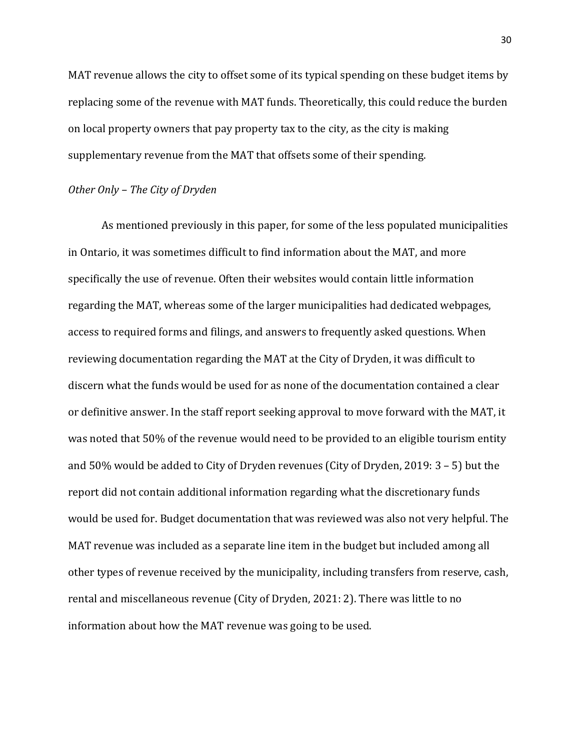MAT revenue allows the city to offset some of its typical spending on these budget items by replacing some of the revenue with MAT funds. Theoretically, this could reduce the burden on local property owners that pay property tax to the city, as the city is making supplementary revenue from the MAT that offsets some of their spending.

*Other Only – The City of Dryden*

As mentioned previously in this paper, for some of the less populated municipalities in Ontario, it was sometimes difficult to find information about the MAT, and more specifically the use of revenue. Often their websites would contain little information regarding the MAT, whereas some of the larger municipalities had dedicated webpages, access to required forms and filings, and answers to frequently asked questions. When reviewing documentation regarding the MAT at the City of Dryden, it was difficult to discern what the funds would be used for as none of the documentation contained a clear or definitive answer. In the staff report seeking approval to move forward with the MAT, it was noted that 50% of the revenue would need to be provided to an eligible tourism entity and 50% would be added to City of Dryden revenues (City of Dryden, 2019: 3 – 5) but the report did not contain additional information regarding what the discretionary funds would be used for. Budget documentation that was reviewed was also not very helpful. The MAT revenue was included as a separate line item in the budget but included among all other types of revenue received by the municipality, including transfers from reserve, cash, rental and miscellaneous revenue (City of Dryden, 2021: 2). There was little to no information about how the MAT revenue was going to be used.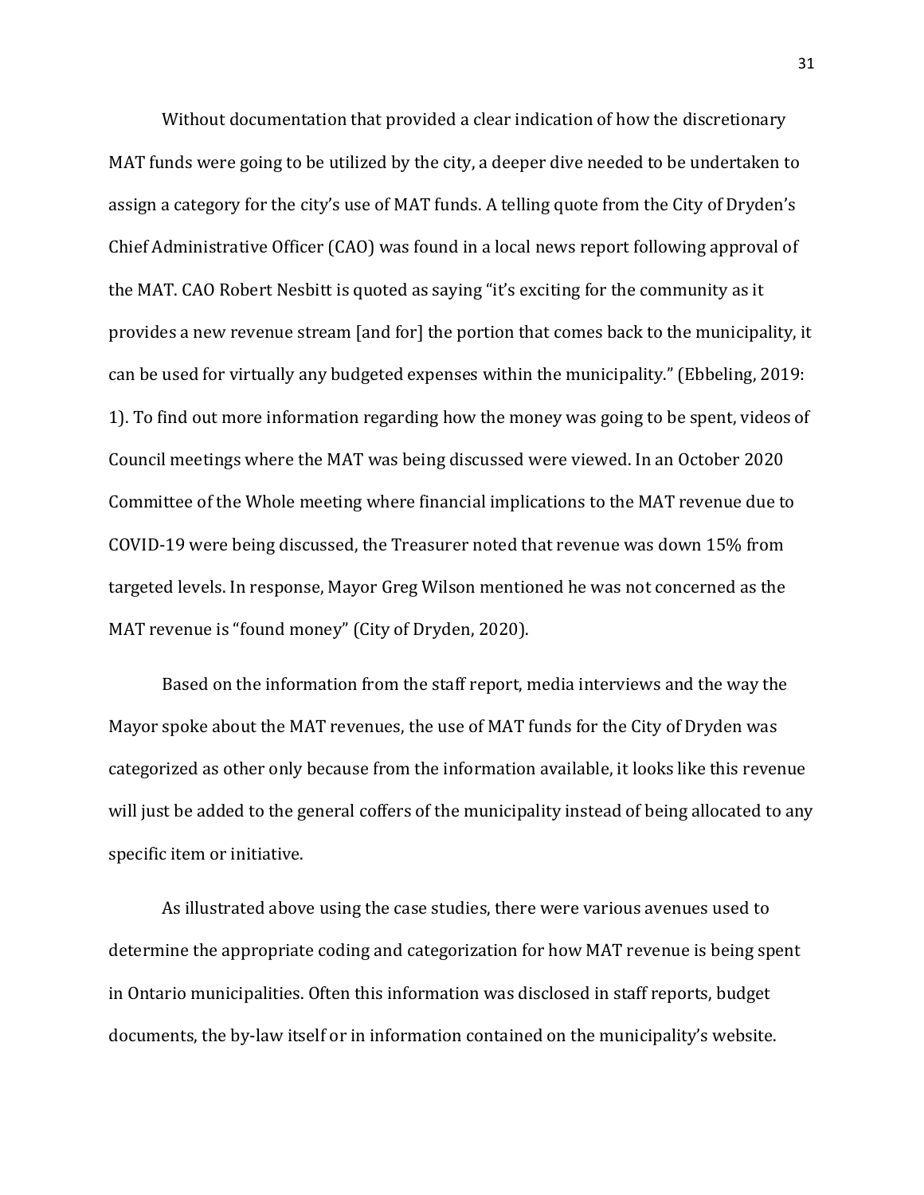Without documentation that provided a clear indication of how the discretionary MAT funds were going to be utilized by the city, a deeper dive needed to be undertaken to assign a category for the city's use of MAT funds. A telling quote from the City of Dryden's Chief Administrative Officer (CAO) was found in a local news report following approval of the MAT. CAO Robert Nesbitt is quoted as saying "it's exciting for the community as it provides a new revenue stream [and for] the portion that comes back to the municipality, it can be used for virtually any budgeted expenses within the municipality." (Ebbeling, 2019: 1). To find out more information regarding how the money was going to be spent, videos of Council meetings where the MAT was being discussed were viewed. In an October 2020 Committee of the Whole meeting where financial implications to the MAT revenue due to COVID-19 were being discussed, the Treasurer noted that revenue was down 15% from targeted levels. In response, Mayor Greg Wilson mentioned he was not concerned as the MAT revenue is "found money" (City of Dryden, 2020).

Based on the information from the staff report, media interviews and the way the Mayor spoke about the MAT revenues, the use of MAT funds for the City of Dryden was categorized as other only because from the information available, it looks like this revenue will just be added to the general coffers of the municipality instead of being allocated to any specific item or initiative.

As illustrated above using the case studies, there were various avenues used to determine the appropriate coding and categorization for how MAT revenue is being spent in Ontario municipalities. Often this information was disclosed in staff reports, budget documents, the by-law itself or in information contained on the municipality's website.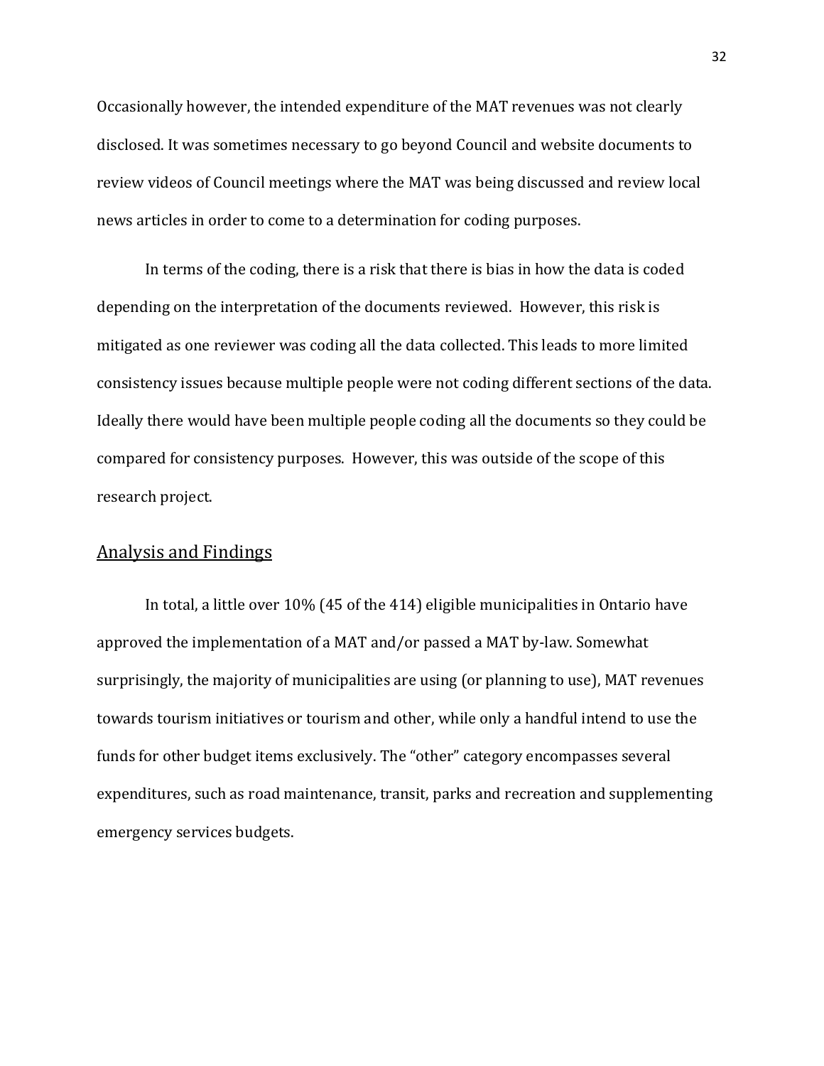Occasionally however, the intended expenditure of the MAT revenues was not clearly disclosed. It was sometimes necessary to go beyond Council and website documents to review videos of Council meetings where the MAT was being discussed and review local news articles in order to come to a determination for coding purposes.

In terms of the coding, there is a risk that there is bias in how the data is coded depending on the interpretation of the documents reviewed. However, this risk is mitigated as one reviewer was coding all the data collected. This leads to more limited consistency issues because multiple people were not coding different sections of the data. Ideally there would have been multiple people coding all the documents so they could be compared for consistency purposes. However, this was outside of the scope of this research project.

## Analysis and Findings

In total, a little over 10% (45 of the 414) eligible municipalities in Ontario have approved the implementation of a MAT and/or passed a MAT by-law. Somewhat surprisingly, the majority of municipalities are using (or planning to use), MAT revenues towards tourism initiatives or tourism and other, while only a handful intend to use the funds for other budget items exclusively. The "other" category encompasses several expenditures, such as road maintenance, transit, parks and recreation and supplementing emergency services budgets.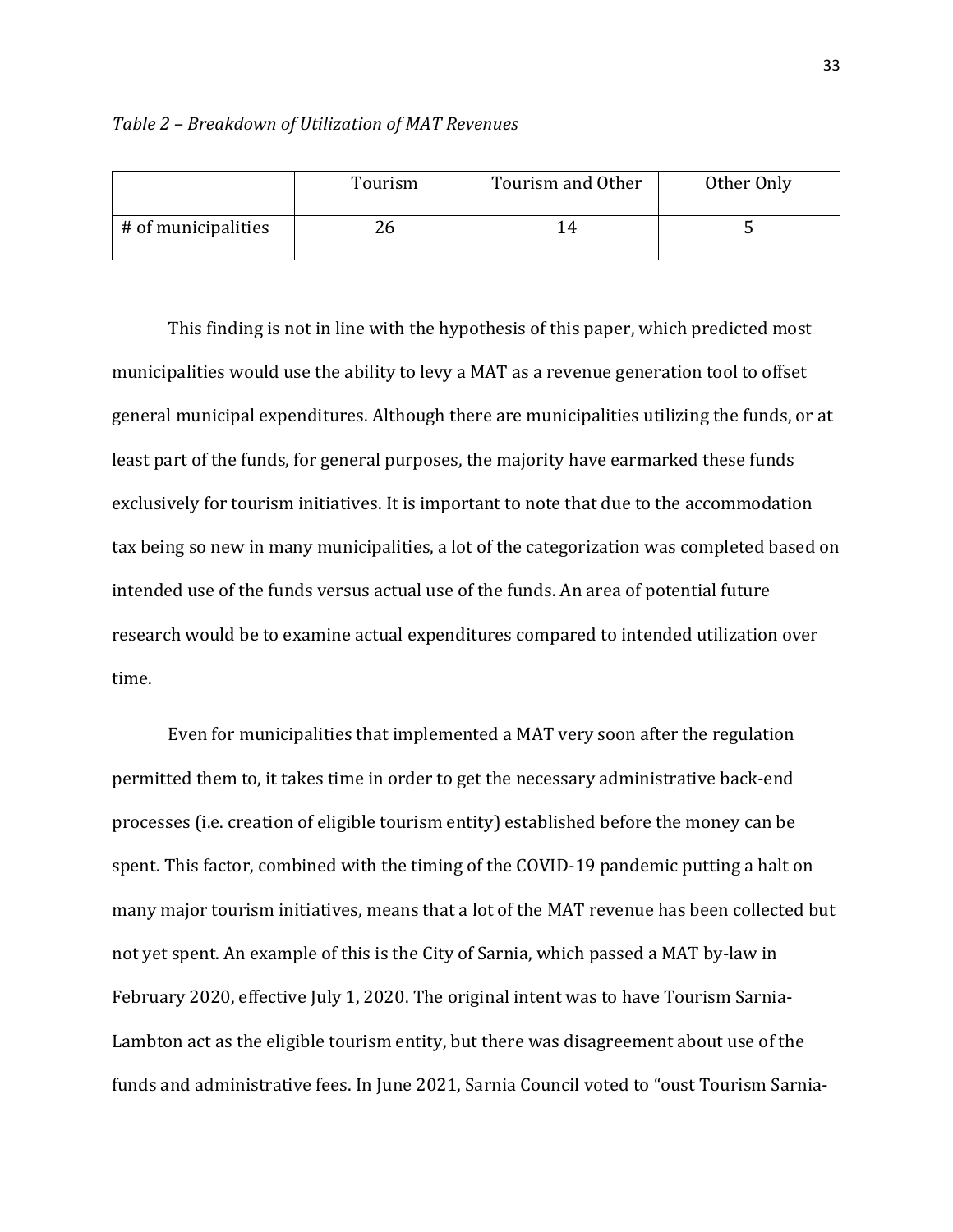*Table 2 – Breakdown of Utilization of MAT Revenues*

| | Tourism | Tourism and Other | Other Only |
|---|---|---|---|
| # of municipalities | 26 | 14 | 5 |

This finding is not in line with the hypothesis of this paper, which predicted most municipalities would use the ability to levy a MAT as a revenue generation tool to offset general municipal expenditures. Although there are municipalities utilizing the funds, or at least part of the funds, for general purposes, the majority have earmarked these funds exclusively for tourism initiatives. It is important to note that due to the accommodation tax being so new in many municipalities, a lot of the categorization was completed based on intended use of the funds versus actual use of the funds. An area of potential future research would be to examine actual expenditures compared to intended utilization over time.

Even for municipalities that implemented a MAT very soon after the regulation permitted them to, it takes time in order to get the necessary administrative back-end processes (i.e. creation of eligible tourism entity) established before the money can be spent. This factor, combined with the timing of the COVID-19 pandemic putting a halt on many major tourism initiatives, means that a lot of the MAT revenue has been collected but not yet spent. An example of this is the City of Sarnia, which passed a MAT by-law in February 2020, effective July 1, 2020. The original intent was to have Tourism Sarnia-Lambton act as the eligible tourism entity, but there was disagreement about use of the funds and administrative fees. In June 2021, Sarnia Council voted to "oust Tourism Sarnia-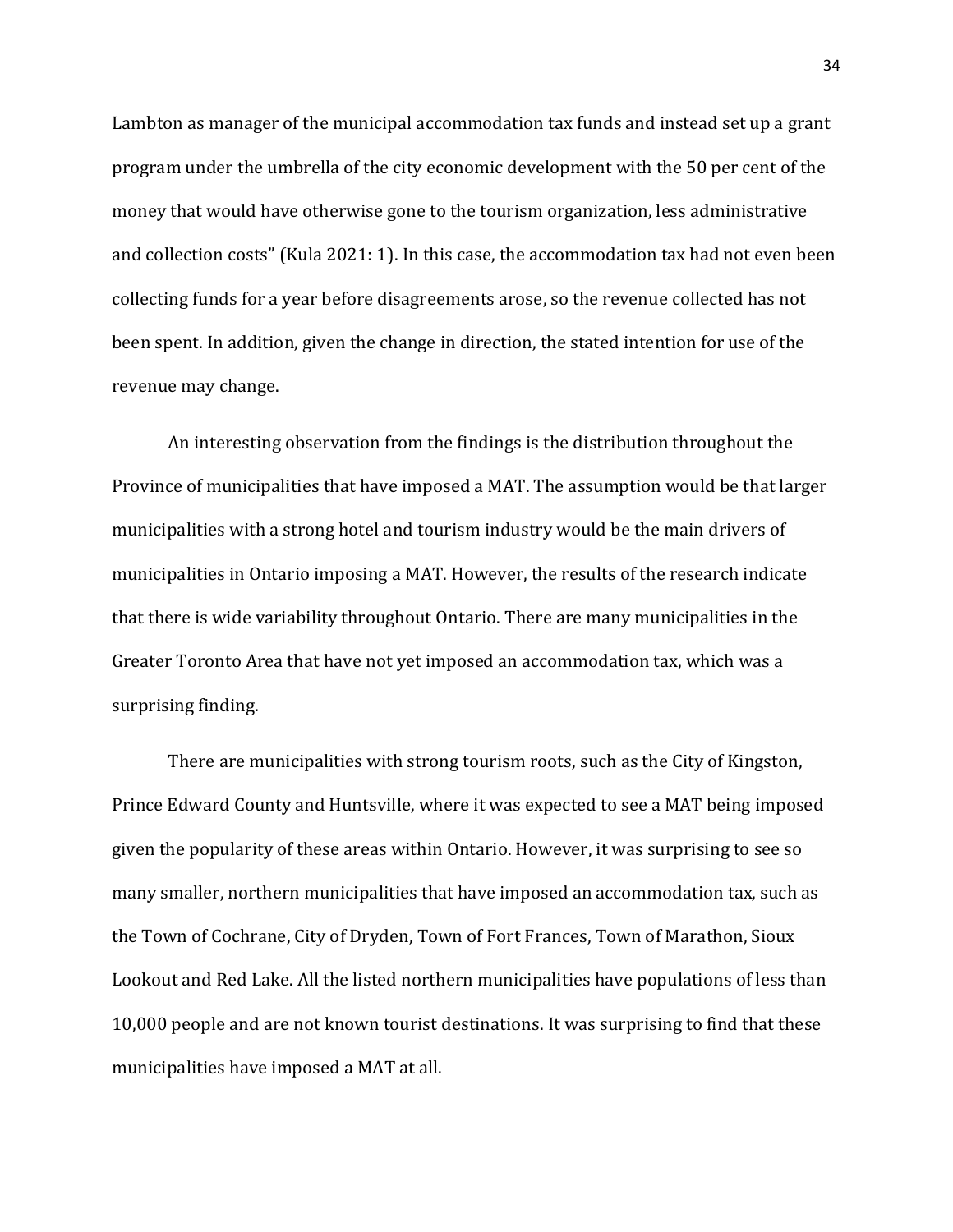Lambton as manager of the municipal accommodation tax funds and instead set up a grant program under the umbrella of the city economic development with the 50 per cent of the money that would have otherwise gone to the tourism organization, less administrative and collection costs" (Kula 2021: 1). In this case, the accommodation tax had not even been collecting funds for a year before disagreements arose, so the revenue collected has not been spent. In addition, given the change in direction, the stated intention for use of the revenue may change.

An interesting observation from the findings is the distribution throughout the Province of municipalities that have imposed a MAT. The assumption would be that larger municipalities with a strong hotel and tourism industry would be the main drivers of municipalities in Ontario imposing a MAT. However, the results of the research indicate that there is wide variability throughout Ontario. There are many municipalities in the Greater Toronto Area that have not yet imposed an accommodation tax, which was a surprising finding.

There are municipalities with strong tourism roots, such as the City of Kingston, Prince Edward County and Huntsville, where it was expected to see a MAT being imposed given the popularity of these areas within Ontario. However, it was surprising to see so many smaller, northern municipalities that have imposed an accommodation tax, such as the Town of Cochrane, City of Dryden, Town of Fort Frances, Town of Marathon, Sioux Lookout and Red Lake. All the listed northern municipalities have populations of less than 10,000 people and are not known tourist destinations. It was surprising to find that these municipalities have imposed a MAT at all.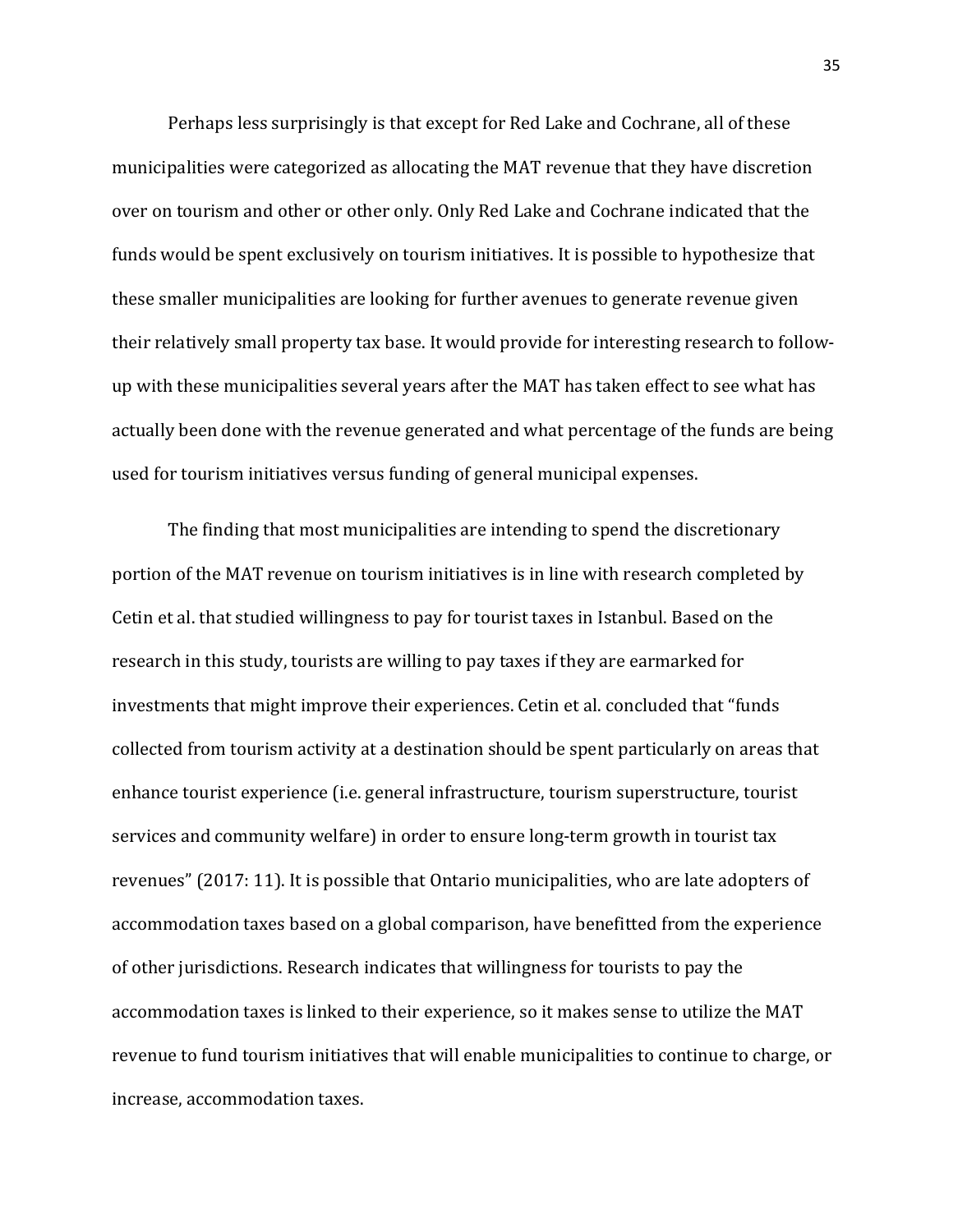Perhaps less surprisingly is that except for Red Lake and Cochrane, all of these municipalities were categorized as allocating the MAT revenue that they have discretion over on tourism and other or other only. Only Red Lake and Cochrane indicated that the funds would be spent exclusively on tourism initiatives. It is possible to hypothesize that these smaller municipalities are looking for further avenues to generate revenue given their relatively small property tax base. It would provide for interesting research to follow-up with these municipalities several years after the MAT has taken effect to see what has actually been done with the revenue generated and what percentage of the funds are being used for tourism initiatives versus funding of general municipal expenses.

The finding that most municipalities are intending to spend the discretionary portion of the MAT revenue on tourism initiatives is in line with research completed by Cetin et al. that studied willingness to pay for tourist taxes in Istanbul. Based on the research in this study, tourists are willing to pay taxes if they are earmarked for investments that might improve their experiences. Cetin et al. concluded that "funds collected from tourism activity at a destination should be spent particularly on areas that enhance tourist experience (i.e. general infrastructure, tourism superstructure, tourist services and community welfare) in order to ensure long-term growth in tourist tax revenues" (2017: 11). It is possible that Ontario municipalities, who are late adopters of accommodation taxes based on a global comparison, have benefitted from the experience of other jurisdictions. Research indicates that willingness for tourists to pay the accommodation taxes is linked to their experience, so it makes sense to utilize the MAT revenue to fund tourism initiatives that will enable municipalities to continue to charge, or increase, accommodation taxes.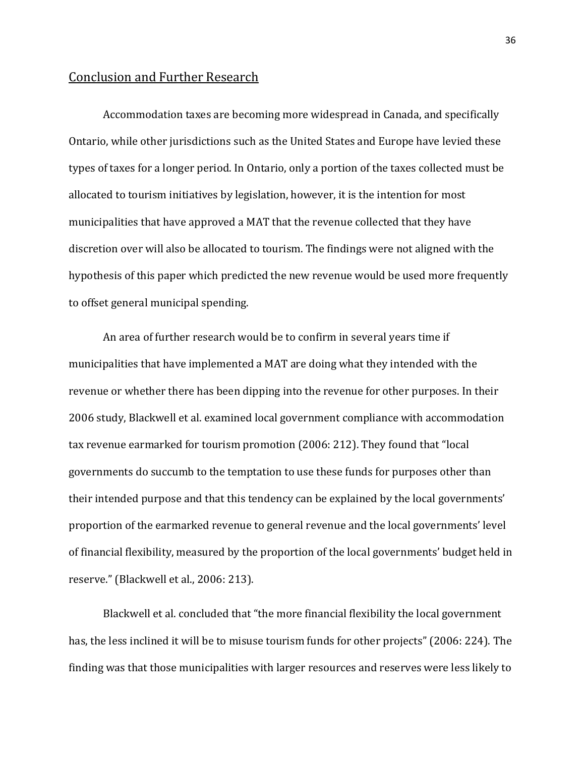## Conclusion and Further Research

Accommodation taxes are becoming more widespread in Canada, and specifically Ontario, while other jurisdictions such as the United States and Europe have levied these types of taxes for a longer period. In Ontario, only a portion of the taxes collected must be allocated to tourism initiatives by legislation, however, it is the intention for most municipalities that have approved a MAT that the revenue collected that they have discretion over will also be allocated to tourism. The findings were not aligned with the hypothesis of this paper which predicted the new revenue would be used more frequently to offset general municipal spending.

An area of further research would be to confirm in several years time if municipalities that have implemented a MAT are doing what they intended with the revenue or whether there has been dipping into the revenue for other purposes. In their 2006 study, Blackwell et al. examined local government compliance with accommodation tax revenue earmarked for tourism promotion (2006: 212). They found that "local governments do succumb to the temptation to use these funds for purposes other than their intended purpose and that this tendency can be explained by the local governments' proportion of the earmarked revenue to general revenue and the local governments' level of financial flexibility, measured by the proportion of the local governments' budget held in reserve." (Blackwell et al., 2006: 213).

Blackwell et al. concluded that "the more financial flexibility the local government has, the less inclined it will be to misuse tourism funds for other projects" (2006: 224). The finding was that those municipalities with larger resources and reserves were less likely to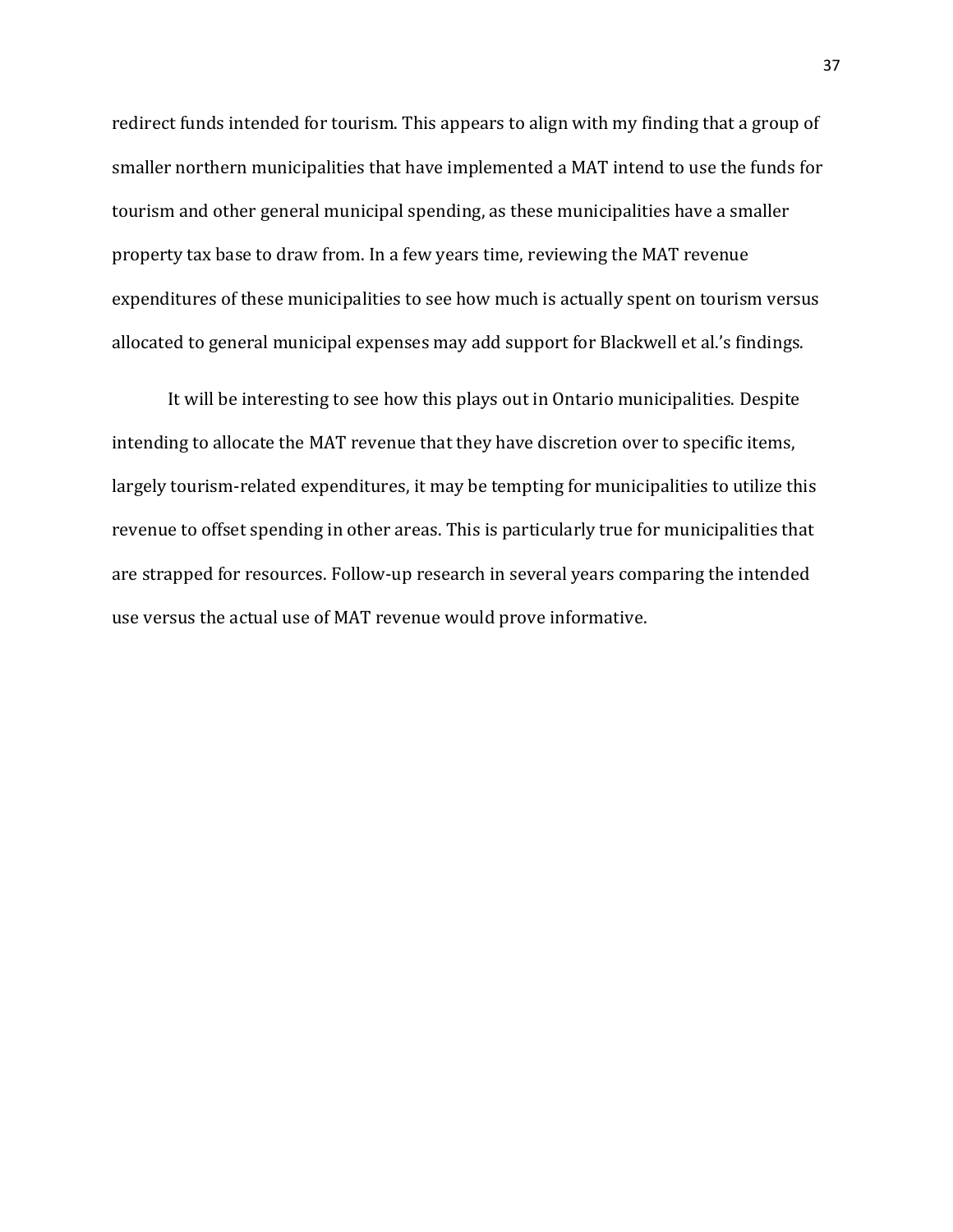redirect funds intended for tourism. This appears to align with my finding that a group of smaller northern municipalities that have implemented a MAT intend to use the funds for tourism and other general municipal spending, as these municipalities have a smaller property tax base to draw from. In a few years time, reviewing the MAT revenue expenditures of these municipalities to see how much is actually spent on tourism versus allocated to general municipal expenses may add support for Blackwell et al.'s findings.

It will be interesting to see how this plays out in Ontario municipalities. Despite intending to allocate the MAT revenue that they have discretion over to specific items, largely tourism-related expenditures, it may be tempting for municipalities to utilize this revenue to offset spending in other areas. This is particularly true for municipalities that are strapped for resources. Follow-up research in several years comparing the intended use versus the actual use of MAT revenue would prove informative.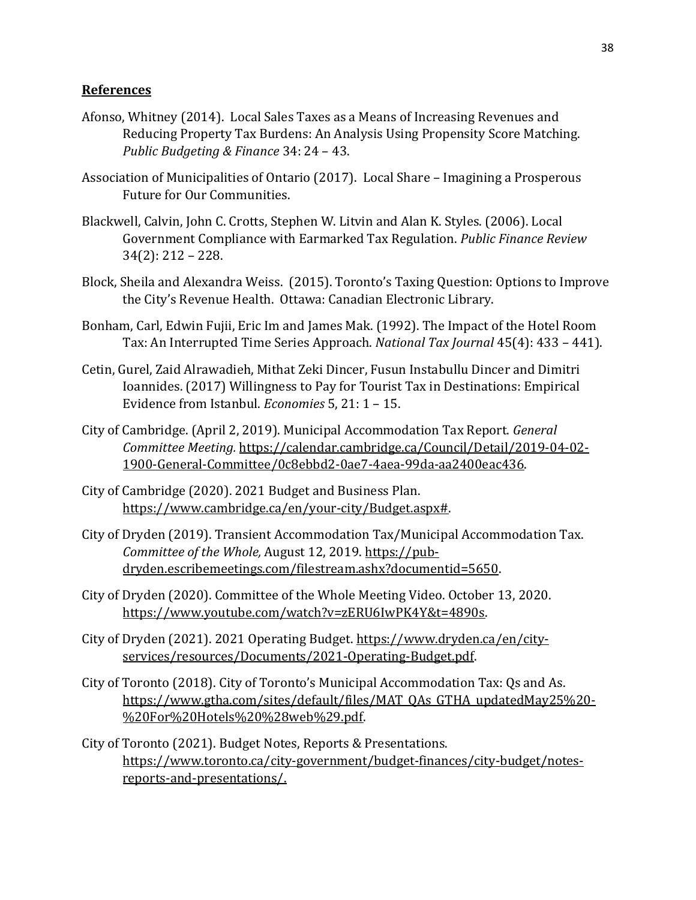## References

Afonso, Whitney (2014). Local Sales Taxes as a Means of Increasing Revenues and Reducing Property Tax Burdens: An Analysis Using Propensity Score Matching. *Public Budgeting & Finance* 34: 24 – 43.

Association of Municipalities of Ontario (2017). Local Share – Imagining a Prosperous Future for Our Communities.

Blackwell, Calvin, John C. Crotts, Stephen W. Litvin and Alan K. Styles. (2006). Local Government Compliance with Earmarked Tax Regulation. *Public Finance Review* 34(2): 212 – 228.

Block, Sheila and Alexandra Weiss. (2015). Toronto's Taxing Question: Options to Improve the City's Revenue Health. Ottawa: Canadian Electronic Library.

Bonham, Carl, Edwin Fujii, Eric Im and James Mak. (1992). The Impact of the Hotel Room Tax: An Interrupted Time Series Approach. *National Tax Journal* 45(4): 433 – 441).

Cetin, Gurel, Zaid Alrawadieh, Mithat Zeki Dincer, Fusun Instabullu Dincer and Dimitri Ioannides. (2017) Willingness to Pay for Tourist Tax in Destinations: Empirical Evidence from Istanbul. *Economies* 5, 21: 1 – 15.

City of Cambridge. (April 2, 2019). Municipal Accommodation Tax Report. *General Committee Meeting.* https://calendar.cambridge.ca/Council/Detail/2019-04-02-1900-General-Committee/0c8ebbd2-0ae7-4aea-99da-aa2400eac436.

City of Cambridge (2020). 2021 Budget and Business Plan. https://www.cambridge.ca/en/your-city/Budget.aspx#.

City of Dryden (2019). Transient Accommodation Tax/Municipal Accommodation Tax. *Committee of the Whole,* August 12, 2019. https://pub-dryden.escribemeetings.com/filestream.ashx?documentid=5650.

City of Dryden (2020). Committee of the Whole Meeting Video. October 13, 2020. https://www.youtube.com/watch?v=zERU6IwPK4Y&t=4890s.

City of Dryden (2021). 2021 Operating Budget. https://www.dryden.ca/en/city-services/resources/Documents/2021-Operating-Budget.pdf.

City of Toronto (2018). City of Toronto's Municipal Accommodation Tax: Qs and As. https://www.gtha.com/sites/default/files/MAT_QAs_GTHA_updatedMay25%20-%20For%20Hotels%20%28web%29.pdf.

City of Toronto (2021). Budget Notes, Reports & Presentations. https://www.toronto.ca/city-government/budget-finances/city-budget/notes-reports-and-presentations/.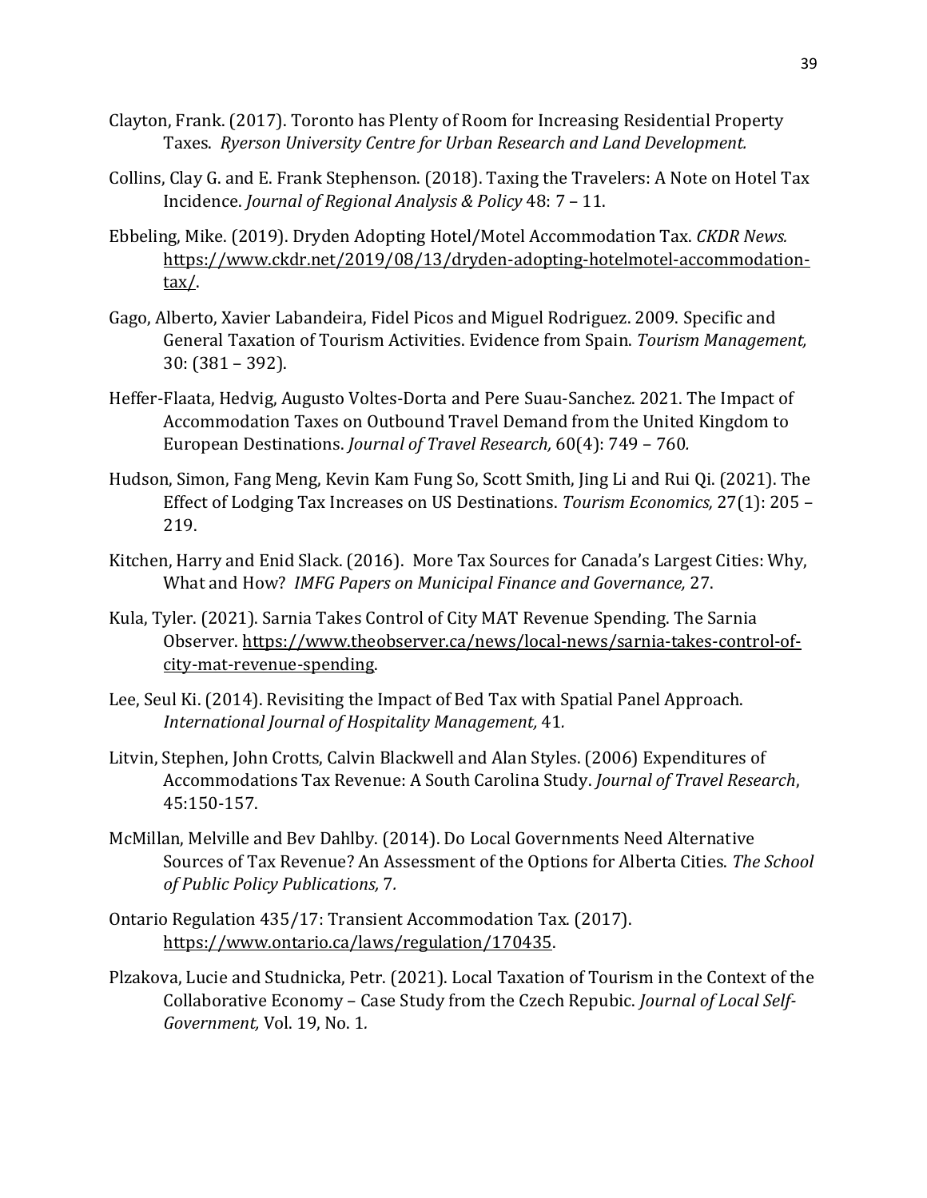Clayton, Frank. (2017). Toronto has Plenty of Room for Increasing Residential Property Taxes. *Ryerson University Centre for Urban Research and Land Development.*

Collins, Clay G. and E. Frank Stephenson. (2018). Taxing the Travelers: A Note on Hotel Tax Incidence. *Journal of Regional Analysis & Policy* 48: 7 – 11.

Ebbeling, Mike. (2019). Dryden Adopting Hotel/Motel Accommodation Tax. *CKDR News.* https://www.ckdr.net/2019/08/13/dryden-adopting-hotelmotel-accommodation-tax/.

Gago, Alberto, Xavier Labandeira, Fidel Picos and Miguel Rodriguez. 2009. Specific and General Taxation of Tourism Activities. Evidence from Spain. *Tourism Management,* 30: (381 – 392).

Heffer-Flaata, Hedvig, Augusto Voltes-Dorta and Pere Suau-Sanchez. 2021. The Impact of Accommodation Taxes on Outbound Travel Demand from the United Kingdom to European Destinations. *Journal of Travel Research,* 60(4): 749 – 760.

Hudson, Simon, Fang Meng, Kevin Kam Fung So, Scott Smith, Jing Li and Rui Qi. (2021). The Effect of Lodging Tax Increases on US Destinations. *Tourism Economics,* 27(1): 205 – 219.

Kitchen, Harry and Enid Slack. (2016). More Tax Sources for Canada's Largest Cities: Why, What and How? *IMFG Papers on Municipal Finance and Governance,* 27.

Kula, Tyler. (2021). Sarnia Takes Control of City MAT Revenue Spending. The Sarnia Observer. https://www.theobserver.ca/news/local-news/sarnia-takes-control-of-city-mat-revenue-spending.

Lee, Seul Ki. (2014). Revisiting the Impact of Bed Tax with Spatial Panel Approach. *International Journal of Hospitality Management,* 41.

Litvin, Stephen, John Crotts, Calvin Blackwell and Alan Styles. (2006) Expenditures of Accommodations Tax Revenue: A South Carolina Study. *Journal of Travel Research*, 45:150-157.

McMillan, Melville and Bev Dahlby. (2014). Do Local Governments Need Alternative Sources of Tax Revenue? An Assessment of the Options for Alberta Cities. *The School of Public Policy Publications,* 7.

Ontario Regulation 435/17: Transient Accommodation Tax. (2017). https://www.ontario.ca/laws/regulation/170435.

Plzakova, Lucie and Studnicka, Petr. (2021). Local Taxation of Tourism in the Context of the Collaborative Economy – Case Study from the Czech Repubic. *Journal of Local Self-Government,* Vol. 19, No. 1.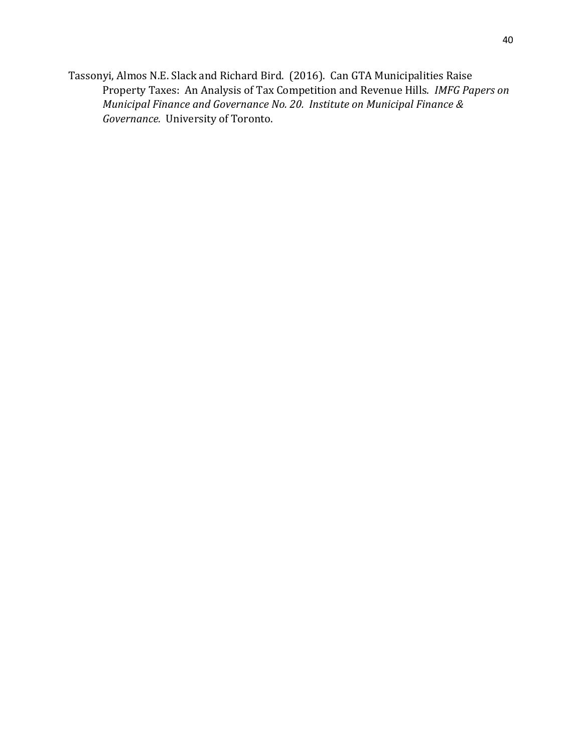Tassonyi, Almos N.E. Slack and Richard Bird. (2016). Can GTA Municipalities Raise Property Taxes: An Analysis of Tax Competition and Revenue Hills. *IMFG Papers on Municipal Finance and Governance No. 20. Institute on Municipal Finance & Governance.* University of Toronto.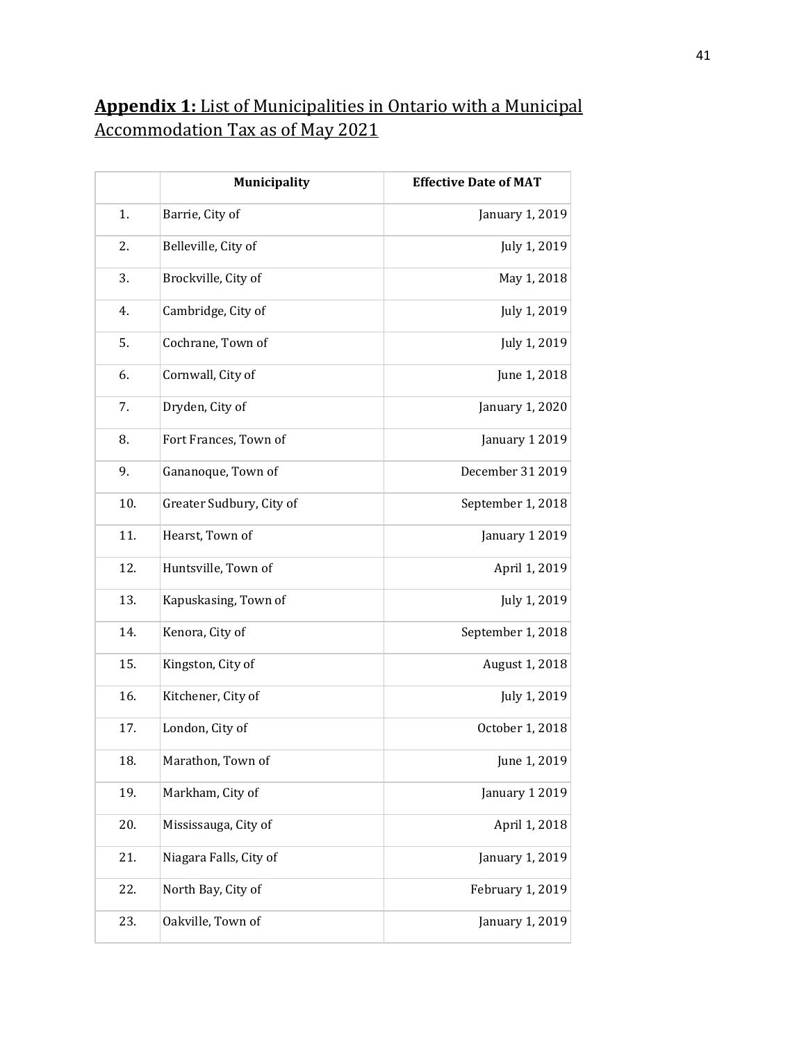## **Appendix 1:** List of Municipalities in Ontario with a Municipal Accommodation Tax as of May 2021

| | Municipality | Effective Date of MAT |
|---|---|---|
| 1. | Barrie, City of | January 1, 2019 |
| 2. | Belleville, City of | July 1, 2019 |
| 3. | Brockville, City of | May 1, 2018 |
| 4. | Cambridge, City of | July 1, 2019 |
| 5. | Cochrane, Town of | July 1, 2019 |
| 6. | Cornwall, City of | June 1, 2018 |
| 7. | Dryden, City of | January 1, 2020 |
| 8. | Fort Frances, Town of | January 1 2019 |
| 9. | Gananoque, Town of | December 31 2019 |
| 10. | Greater Sudbury, City of | September 1, 2018 |
| 11. | Hearst, Town of | January 1 2019 |
| 12. | Huntsville, Town of | April 1, 2019 |
| 13. | Kapuskasing, Town of | July 1, 2019 |
| 14. | Kenora, City of | September 1, 2018 |
| 15. | Kingston, City of | August 1, 2018 |
| 16. | Kitchener, City of | July 1, 2019 |
| 17. | London, City of | October 1, 2018 |
| 18. | Marathon, Town of | June 1, 2019 |
| 19. | Markham, City of | January 1 2019 |
| 20. | Mississauga, City of | April 1, 2018 |
| 21. | Niagara Falls, City of | January 1, 2019 |
| 22. | North Bay, City of | February 1, 2019 |
| 23. | Oakville, Town of | January 1, 2019 |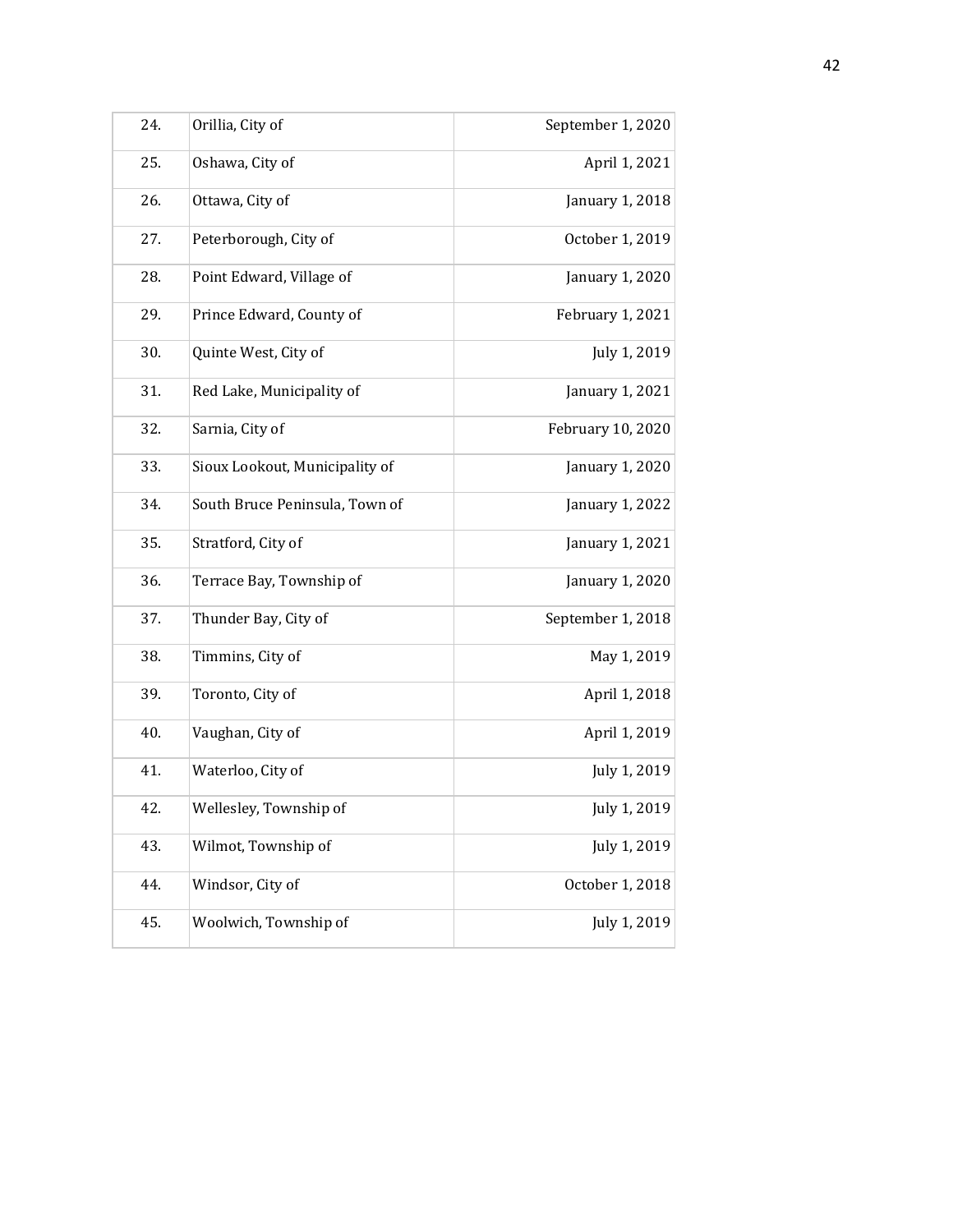| | | |
|---|---|---|
| 24. | Orillia, City of | September 1, 2020 |
| 25. | Oshawa, City of | April 1, 2021 |
| 26. | Ottawa, City of | January 1, 2018 |
| 27. | Peterborough, City of | October 1, 2019 |
| 28. | Point Edward, Village of | January 1, 2020 |
| 29. | Prince Edward, County of | February 1, 2021 |
| 30. | Quinte West, City of | July 1, 2019 |
| 31. | Red Lake, Municipality of | January 1, 2021 |
| 32. | Sarnia, City of | February 10, 2020 |
| 33. | Sioux Lookout, Municipality of | January 1, 2020 |
| 34. | South Bruce Peninsula, Town of | January 1, 2022 |
| 35. | Stratford, City of | January 1, 2021 |
| 36. | Terrace Bay, Township of | January 1, 2020 |
| 37. | Thunder Bay, City of | September 1, 2018 |
| 38. | Timmins, City of | May 1, 2019 |
| 39. | Toronto, City of | April 1, 2018 |
| 40. | Vaughan, City of | April 1, 2019 |
| 41. | Waterloo, City of | July 1, 2019 |
| 42. | Wellesley, Township of | July 1, 2019 |
| 43. | Wilmot, Township of | July 1, 2019 |
| 44. | Windsor, City of | October 1, 2018 |
| 45. | Woolwich, Township of | July 1, 2019 |